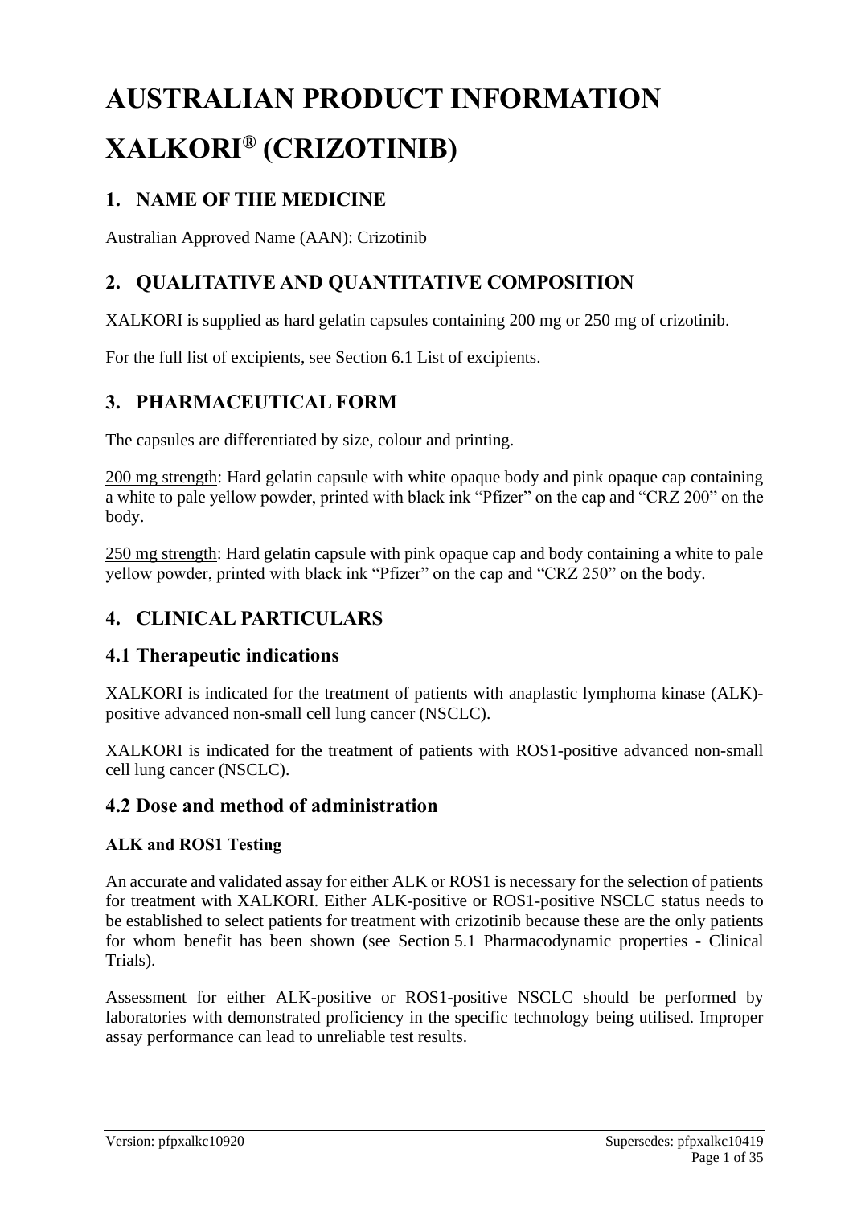# AUSTRALIAN PRODUCT INFORMATION

# XALKORI® (CRIZOTINIB)

## 1. NAME OF THE MEDICINE

Australian Approved Name (AAN): Crizotinib

## 2. QUALITATIVE AND QUANTITATIVE COMPOSITION

XALKORI is supplied as hard gelatin capsules containing 200 mg or 250 mg of crizotinib.

For the full list of excipients, see Section 6.1 List of excipients.

## 3. PHARMACEUTICAL FORM

The capsules are differentiated by size, colour and printing.

200 mg strength: Hard gelatin capsule with white opaque body and pink opaque cap containing a white to pale yellow powder, printed with black ink "Pfizer" on the cap and "CRZ 200" on the body.

250 mg strength: Hard gelatin capsule with pink opaque cap and body containing a white to pale yellow powder, printed with black ink "Pfizer" on the cap and "CRZ 250" on the body.

## 4. CLINICAL PARTICULARS

### 4.1 Therapeutic indications

XALKORI is indicated for the treatment of patients with anaplastic lymphoma kinase (ALK)-positive advanced non-small cell lung cancer (NSCLC).

XALKORI is indicated for the treatment of patients with ROS1-positive advanced non-small cell lung cancer (NSCLC).

### 4.2 Dose and method of administration

#### ALK and ROS1 Testing

An accurate and validated assay for either ALK or ROS1 is necessary for the selection of patients for treatment with XALKORI. Either ALK-positive or ROS1-positive NSCLC status needs to be established to select patients for treatment with crizotinib because these are the only patients for whom benefit has been shown (see Section 5.1 Pharmacodynamic properties - Clinical Trials).

Assessment for either ALK-positive or ROS1-positive NSCLC should be performed by laboratories with demonstrated proficiency in the specific technology being utilised. Improper assay performance can lead to unreliable test results.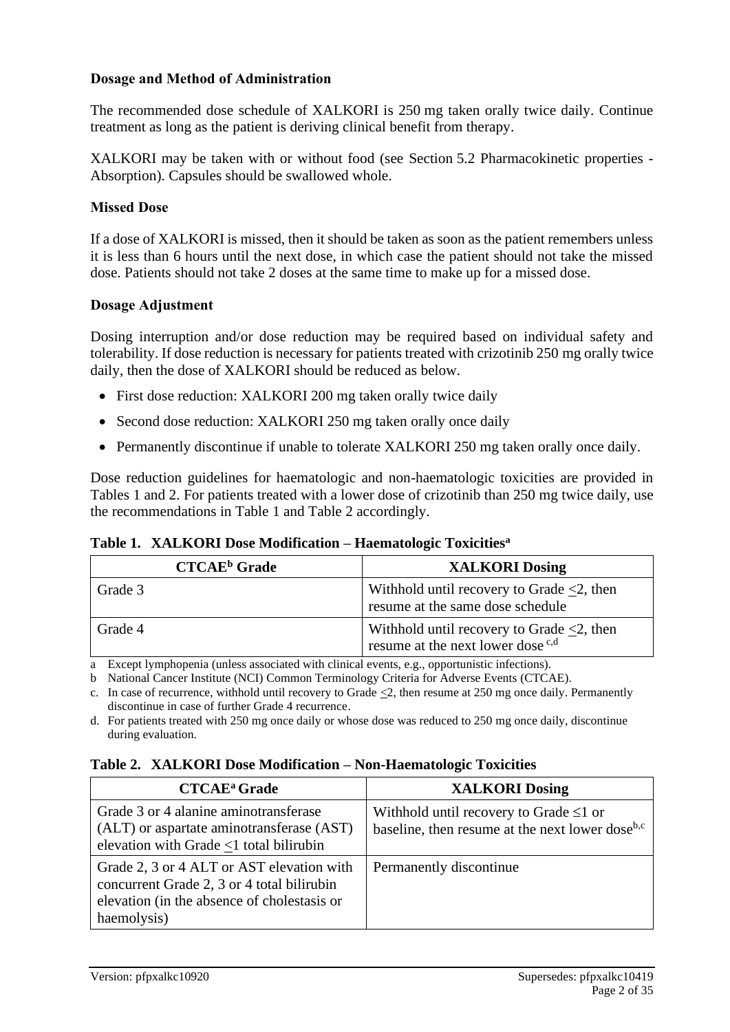### Dosage and Method of Administration

The recommended dose schedule of XALKORI is 250 mg taken orally twice daily. Continue treatment as long as the patient is deriving clinical benefit from therapy.

XALKORI may be taken with or without food (see Section 5.2 Pharmacokinetic properties - Absorption). Capsules should be swallowed whole.

### Missed Dose

If a dose of XALKORI is missed, then it should be taken as soon as the patient remembers unless it is less than 6 hours until the next dose, in which case the patient should not take the missed dose. Patients should not take 2 doses at the same time to make up for a missed dose.

### Dosage Adjustment

Dosing interruption and/or dose reduction may be required based on individual safety and tolerability. If dose reduction is necessary for patients treated with crizotinib 250 mg orally twice daily, then the dose of XALKORI should be reduced as below.

- First dose reduction: XALKORI 200 mg taken orally twice daily
- Second dose reduction: XALKORI 250 mg taken orally once daily
- Permanently discontinue if unable to tolerate XALKORI 250 mg taken orally once daily.

Dose reduction guidelines for haematologic and non-haematologic toxicities are provided in Tables 1 and 2. For patients treated with a lower dose of crizotinib than 250 mg twice daily, use the recommendations in Table 1 and Table 2 accordingly.

**Table 1. XALKORI Dose Modification – Haematologic Toxicities[a]**

| CTCAE[b] Grade | XALKORI Dosing |
|---|---|
| Grade 3 | Withhold until recovery to Grade ≤2, then resume at the same dose schedule |
| Grade 4 | Withhold until recovery to Grade ≤2, then resume at the next lower dose [c,d] |

a Except lymphopenia (unless associated with clinical events, e.g., opportunistic infections).

b National Cancer Institute (NCI) Common Terminology Criteria for Adverse Events (CTCAE).

c. In case of recurrence, withhold until recovery to Grade ≤2, then resume at 250 mg once daily. Permanently discontinue in case of further Grade 4 recurrence.

d. For patients treated with 250 mg once daily or whose dose was reduced to 250 mg once daily, discontinue during evaluation.

**Table 2. XALKORI Dose Modification – Non-Haematologic Toxicities**

| CTCAE[a] Grade | XALKORI Dosing |
|---|---|
| Grade 3 or 4 alanine aminotransferase (ALT) or aspartate aminotransferase (AST) elevation with Grade ≤1 total bilirubin | Withhold until recovery to Grade ≤1 or baseline, then resume at the next lower dose[b,c] |
| Grade 2, 3 or 4 ALT or AST elevation with concurrent Grade 2, 3 or 4 total bilirubin elevation (in the absence of cholestasis or haemolysis) | Permanently discontinue |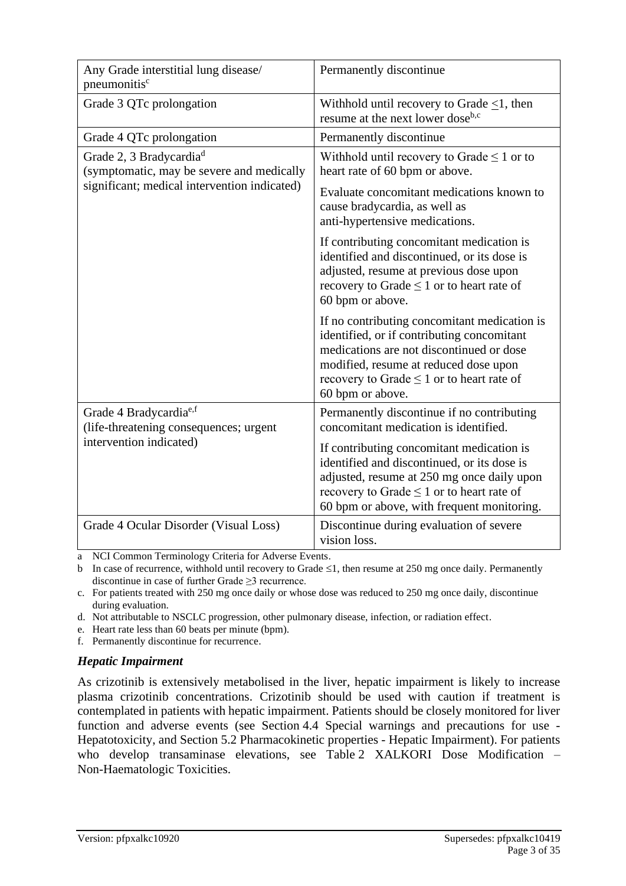| | |
|---|---|
| Any Grade interstitial lung disease/ pneumonitis[c] | Permanently discontinue |
| Grade 3 QTc prolongation | Withhold until recovery to Grade ≤1, then resume at the next lower dose[b,c] |
| Grade 4 QTc prolongation | Permanently discontinue |
| Grade 2, 3 Bradycardia[d] (symptomatic, may be severe and medically significant; medical intervention indicated) | Withhold until recovery to Grade ≤ 1 or to heart rate of 60 bpm or above.<br><br>Evaluate concomitant medications known to cause bradycardia, as well as anti-hypertensive medications.<br><br>If contributing concomitant medication is identified and discontinued, or its dose is adjusted, resume at previous dose upon recovery to Grade ≤ 1 or to heart rate of 60 bpm or above.<br><br>If no contributing concomitant medication is identified, or if contributing concomitant medications are not discontinued or dose modified, resume at reduced dose upon recovery to Grade ≤ 1 or to heart rate of 60 bpm or above. |
| Grade 4 Bradycardia[e,f] (life-threatening consequences; urgent intervention indicated) | Permanently discontinue if no contributing concomitant medication is identified.<br><br>If contributing concomitant medication is identified and discontinued, or its dose is adjusted, resume at 250 mg once daily upon recovery to Grade ≤ 1 or to heart rate of 60 bpm or above, with frequent monitoring. |
| Grade 4 Ocular Disorder (Visual Loss) | Discontinue during evaluation of severe vision loss. |

a NCI Common Terminology Criteria for Adverse Events.

b In case of recurrence, withhold until recovery to Grade ≤1, then resume at 250 mg once daily. Permanently discontinue in case of further Grade ≥3 recurrence.

c. For patients treated with 250 mg once daily or whose dose was reduced to 250 mg once daily, discontinue during evaluation.

d. Not attributable to NSCLC progression, other pulmonary disease, infection, or radiation effect.

e. Heart rate less than 60 beats per minute (bpm).

f. Permanently discontinue for recurrence.

### *Hepatic Impairment*

As crizotinib is extensively metabolised in the liver, hepatic impairment is likely to increase plasma crizotinib concentrations. Crizotinib should be used with caution if treatment is contemplated in patients with hepatic impairment. Patients should be closely monitored for liver function and adverse events (see Section 4.4 Special warnings and precautions for use - Hepatotoxicity, and Section 5.2 Pharmacokinetic properties - Hepatic Impairment). For patients who develop transaminase elevations, see Table 2 XALKORI Dose Modification – Non-Haematologic Toxicities.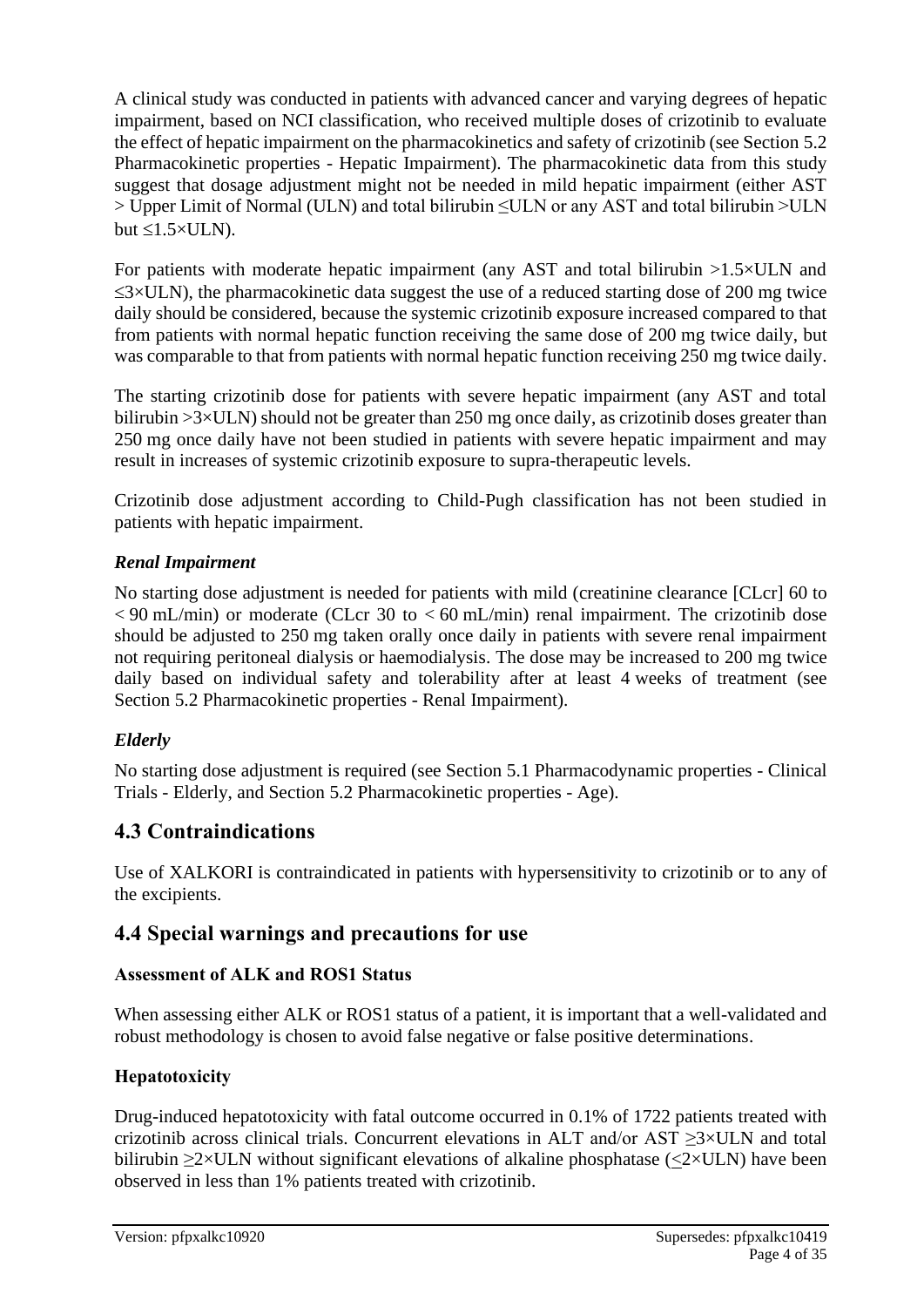A clinical study was conducted in patients with advanced cancer and varying degrees of hepatic impairment, based on NCI classification, who received multiple doses of crizotinib to evaluate the effect of hepatic impairment on the pharmacokinetics and safety of crizotinib (see Section 5.2 Pharmacokinetic properties - Hepatic Impairment). The pharmacokinetic data from this study suggest that dosage adjustment might not be needed in mild hepatic impairment (either AST > Upper Limit of Normal (ULN) and total bilirubin ≤ULN or any AST and total bilirubin >ULN but ≤1.5×ULN).

For patients with moderate hepatic impairment (any AST and total bilirubin >1.5×ULN and ≤3×ULN), the pharmacokinetic data suggest the use of a reduced starting dose of 200 mg twice daily should be considered, because the systemic crizotinib exposure increased compared to that from patients with normal hepatic function receiving the same dose of 200 mg twice daily, but was comparable to that from patients with normal hepatic function receiving 250 mg twice daily.

The starting crizotinib dose for patients with severe hepatic impairment (any AST and total bilirubin >3×ULN) should not be greater than 250 mg once daily, as crizotinib doses greater than 250 mg once daily have not been studied in patients with severe hepatic impairment and may result in increases of systemic crizotinib exposure to supra-therapeutic levels.

Crizotinib dose adjustment according to Child-Pugh classification has not been studied in patients with hepatic impairment.

### *Renal Impairment*

No starting dose adjustment is needed for patients with mild (creatinine clearance [CLcr] 60 to < 90 mL/min) or moderate (CLcr 30 to < 60 mL/min) renal impairment. The crizotinib dose should be adjusted to 250 mg taken orally once daily in patients with severe renal impairment not requiring peritoneal dialysis or haemodialysis. The dose may be increased to 200 mg twice daily based on individual safety and tolerability after at least 4 weeks of treatment (see Section 5.2 Pharmacokinetic properties - Renal Impairment).

### *Elderly*

No starting dose adjustment is required (see Section 5.1 Pharmacodynamic properties - Clinical Trials - Elderly, and Section 5.2 Pharmacokinetic properties - Age).

## 4.3 Contraindications

Use of XALKORI is contraindicated in patients with hypersensitivity to crizotinib or to any of the excipients.

## 4.4 Special warnings and precautions for use

### Assessment of ALK and ROS1 Status

When assessing either ALK or ROS1 status of a patient, it is important that a well-validated and robust methodology is chosen to avoid false negative or false positive determinations.

### Hepatotoxicity

Drug-induced hepatotoxicity with fatal outcome occurred in 0.1% of 1722 patients treated with crizotinib across clinical trials. Concurrent elevations in ALT and/or AST ≥3×ULN and total bilirubin ≥2×ULN without significant elevations of alkaline phosphatase (≤2×ULN) have been observed in less than 1% patients treated with crizotinib.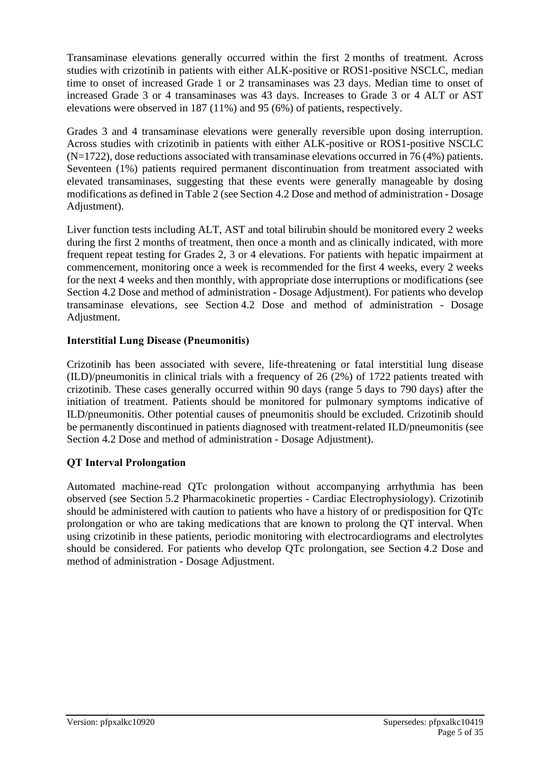Transaminase elevations generally occurred within the first 2 months of treatment. Across studies with crizotinib in patients with either ALK-positive or ROS1-positive NSCLC, median time to onset of increased Grade 1 or 2 transaminases was 23 days. Median time to onset of increased Grade 3 or 4 transaminases was 43 days. Increases to Grade 3 or 4 ALT or AST elevations were observed in 187 (11%) and 95 (6%) of patients, respectively.

Grades 3 and 4 transaminase elevations were generally reversible upon dosing interruption. Across studies with crizotinib in patients with either ALK-positive or ROS1-positive NSCLC (N=1722), dose reductions associated with transaminase elevations occurred in 76 (4%) patients. Seventeen (1%) patients required permanent discontinuation from treatment associated with elevated transaminases, suggesting that these events were generally manageable by dosing modifications as defined in Table 2 (see Section 4.2 Dose and method of administration - Dosage Adjustment).

Liver function tests including ALT, AST and total bilirubin should be monitored every 2 weeks during the first 2 months of treatment, then once a month and as clinically indicated, with more frequent repeat testing for Grades 2, 3 or 4 elevations. For patients with hepatic impairment at commencement, monitoring once a week is recommended for the first 4 weeks, every 2 weeks for the next 4 weeks and then monthly, with appropriate dose interruptions or modifications (see Section 4.2 Dose and method of administration - Dosage Adjustment). For patients who develop transaminase elevations, see Section 4.2 Dose and method of administration - Dosage Adjustment.

### Interstitial Lung Disease (Pneumonitis)

Crizotinib has been associated with severe, life-threatening or fatal interstitial lung disease (ILD)/pneumonitis in clinical trials with a frequency of 26 (2%) of 1722 patients treated with crizotinib. These cases generally occurred within 90 days (range 5 days to 790 days) after the initiation of treatment. Patients should be monitored for pulmonary symptoms indicative of ILD/pneumonitis. Other potential causes of pneumonitis should be excluded. Crizotinib should be permanently discontinued in patients diagnosed with treatment-related ILD/pneumonitis (see Section 4.2 Dose and method of administration - Dosage Adjustment).

### QT Interval Prolongation

Automated machine-read QTc prolongation without accompanying arrhythmia has been observed (see Section 5.2 Pharmacokinetic properties - Cardiac Electrophysiology). Crizotinib should be administered with caution to patients who have a history of or predisposition for QTc prolongation or who are taking medications that are known to prolong the QT interval. When using crizotinib in these patients, periodic monitoring with electrocardiograms and electrolytes should be considered. For patients who develop QTc prolongation, see Section 4.2 Dose and method of administration - Dosage Adjustment.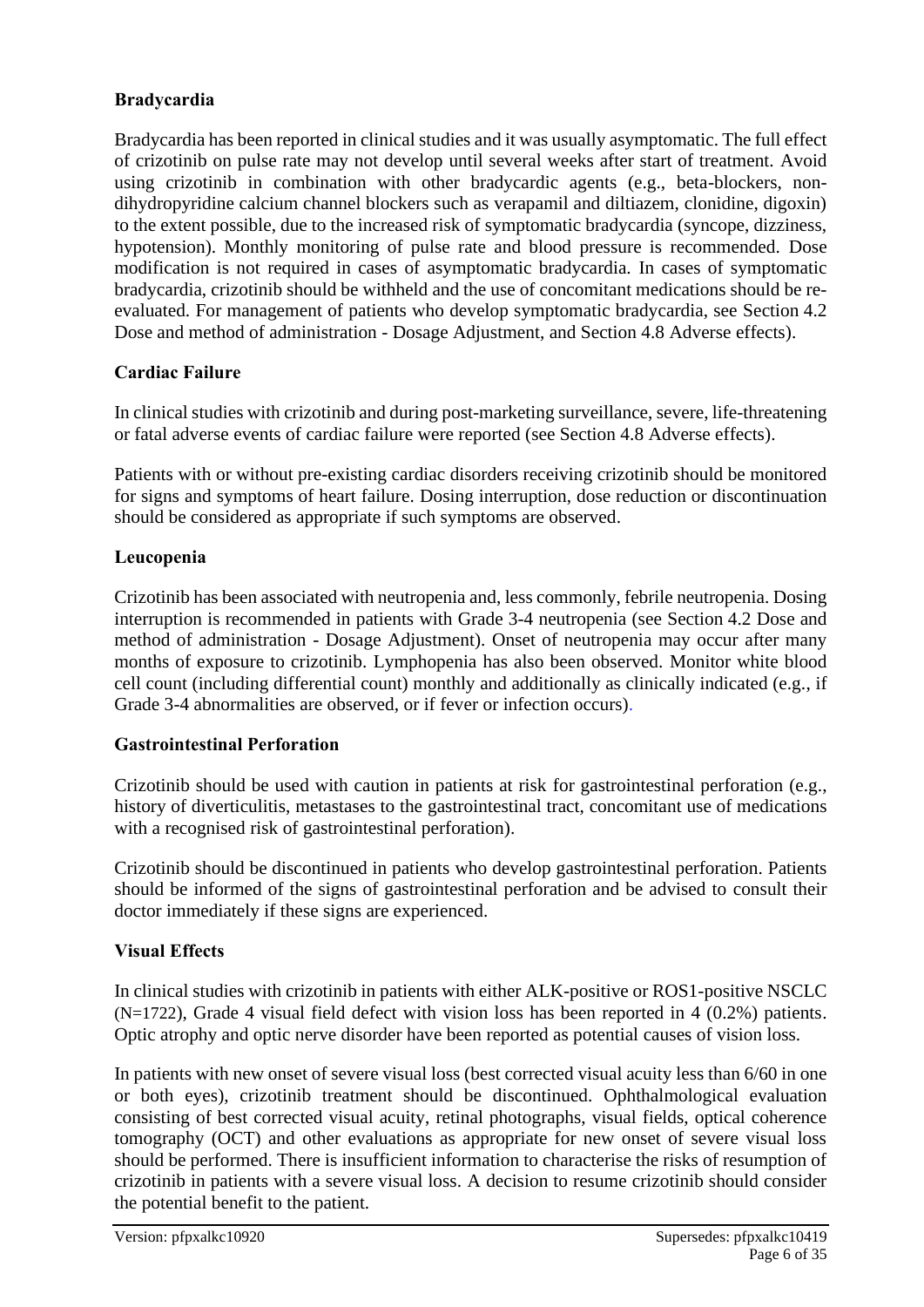### Bradycardia

Bradycardia has been reported in clinical studies and it was usually asymptomatic. The full effect of crizotinib on pulse rate may not develop until several weeks after start of treatment. Avoid using crizotinib in combination with other bradycardic agents (e.g., beta-blockers, non-dihydropyridine calcium channel blockers such as verapamil and diltiazem, clonidine, digoxin) to the extent possible, due to the increased risk of symptomatic bradycardia (syncope, dizziness, hypotension). Monthly monitoring of pulse rate and blood pressure is recommended. Dose modification is not required in cases of asymptomatic bradycardia. In cases of symptomatic bradycardia, crizotinib should be withheld and the use of concomitant medications should be re-evaluated. For management of patients who develop symptomatic bradycardia, see Section 4.2 Dose and method of administration - Dosage Adjustment, and Section 4.8 Adverse effects).

### Cardiac Failure

In clinical studies with crizotinib and during post-marketing surveillance, severe, life-threatening or fatal adverse events of cardiac failure were reported (see Section 4.8 Adverse effects).

Patients with or without pre-existing cardiac disorders receiving crizotinib should be monitored for signs and symptoms of heart failure. Dosing interruption, dose reduction or discontinuation should be considered as appropriate if such symptoms are observed.

### Leucopenia

Crizotinib has been associated with neutropenia and, less commonly, febrile neutropenia. Dosing interruption is recommended in patients with Grade 3-4 neutropenia (see Section 4.2 Dose and method of administration - Dosage Adjustment). Onset of neutropenia may occur after many months of exposure to crizotinib. Lymphopenia has also been observed. Monitor white blood cell count (including differential count) monthly and additionally as clinically indicated (e.g., if Grade 3-4 abnormalities are observed, or if fever or infection occurs).

### Gastrointestinal Perforation

Crizotinib should be used with caution in patients at risk for gastrointestinal perforation (e.g., history of diverticulitis, metastases to the gastrointestinal tract, concomitant use of medications with a recognised risk of gastrointestinal perforation).

Crizotinib should be discontinued in patients who develop gastrointestinal perforation. Patients should be informed of the signs of gastrointestinal perforation and be advised to consult their doctor immediately if these signs are experienced.

### Visual Effects

In clinical studies with crizotinib in patients with either ALK-positive or ROS1-positive NSCLC (N=1722), Grade 4 visual field defect with vision loss has been reported in 4 (0.2%) patients. Optic atrophy and optic nerve disorder have been reported as potential causes of vision loss.

In patients with new onset of severe visual loss (best corrected visual acuity less than 6/60 in one or both eyes), crizotinib treatment should be discontinued. Ophthalmological evaluation consisting of best corrected visual acuity, retinal photographs, visual fields, optical coherence tomography (OCT) and other evaluations as appropriate for new onset of severe visual loss should be performed. There is insufficient information to characterise the risks of resumption of crizotinib in patients with a severe visual loss. A decision to resume crizotinib should consider the potential benefit to the patient.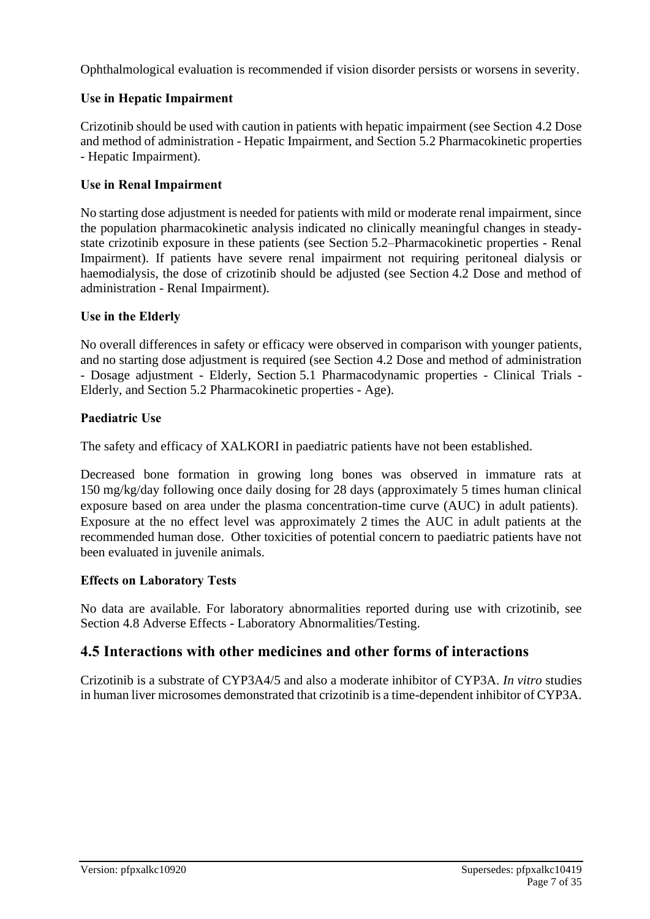Ophthalmological evaluation is recommended if vision disorder persists or worsens in severity.

### Use in Hepatic Impairment

Crizotinib should be used with caution in patients with hepatic impairment (see Section 4.2 Dose and method of administration - Hepatic Impairment, and Section 5.2 Pharmacokinetic properties - Hepatic Impairment).

### Use in Renal Impairment

No starting dose adjustment is needed for patients with mild or moderate renal impairment, since the population pharmacokinetic analysis indicated no clinically meaningful changes in steady-state crizotinib exposure in these patients (see Section 5.2–Pharmacokinetic properties - Renal Impairment). If patients have severe renal impairment not requiring peritoneal dialysis or haemodialysis, the dose of crizotinib should be adjusted (see Section 4.2 Dose and method of administration - Renal Impairment).

### Use in the Elderly

No overall differences in safety or efficacy were observed in comparison with younger patients, and no starting dose adjustment is required (see Section 4.2 Dose and method of administration - Dosage adjustment - Elderly, Section 5.1 Pharmacodynamic properties - Clinical Trials - Elderly, and Section 5.2 Pharmacokinetic properties - Age).

### Paediatric Use

The safety and efficacy of XALKORI in paediatric patients have not been established.

Decreased bone formation in growing long bones was observed in immature rats at 150 mg/kg/day following once daily dosing for 28 days (approximately 5 times human clinical exposure based on area under the plasma concentration-time curve (AUC) in adult patients). Exposure at the no effect level was approximately 2 times the AUC in adult patients at the recommended human dose. Other toxicities of potential concern to paediatric patients have not been evaluated in juvenile animals.

### Effects on Laboratory Tests

No data are available. For laboratory abnormalities reported during use with crizotinib, see Section 4.8 Adverse Effects - Laboratory Abnormalities/Testing.

## 4.5 Interactions with other medicines and other forms of interactions

Crizotinib is a substrate of CYP3A4/5 and also a moderate inhibitor of CYP3A. *In vitro* studies in human liver microsomes demonstrated that crizotinib is a time-dependent inhibitor of CYP3A.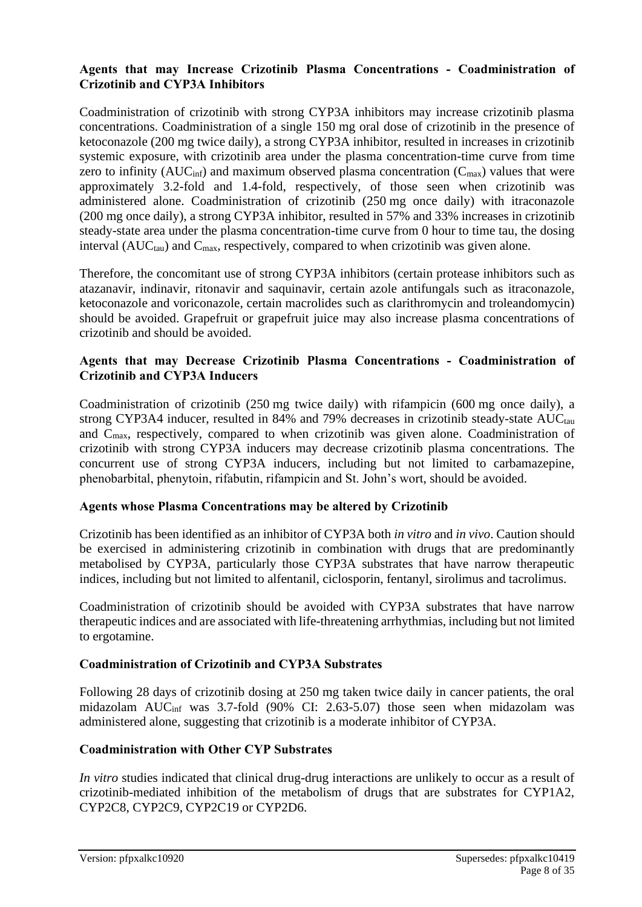**Agents that may Increase Crizotinib Plasma Concentrations - Coadministration of Crizotinib and CYP3A Inhibitors**

Coadministration of crizotinib with strong CYP3A inhibitors may increase crizotinib plasma concentrations. Coadministration of a single 150 mg oral dose of crizotinib in the presence of ketoconazole (200 mg twice daily), a strong CYP3A inhibitor, resulted in increases in crizotinib systemic exposure, with crizotinib area under the plasma concentration-time curve from time zero to infinity ($AUC_{inf}$) and maximum observed plasma concentration ($C_{max}$) values that were approximately 3.2-fold and 1.4-fold, respectively, of those seen when crizotinib was administered alone. Coadministration of crizotinib (250 mg once daily) with itraconazole (200 mg once daily), a strong CYP3A inhibitor, resulted in 57% and 33% increases in crizotinib steady-state area under the plasma concentration-time curve from 0 hour to time tau, the dosing interval ($AUC_{tau}$) and $C_{max}$, respectively, compared to when crizotinib was given alone.

Therefore, the concomitant use of strong CYP3A inhibitors (certain protease inhibitors such as atazanavir, indinavir, ritonavir and saquinavir, certain azole antifungals such as itraconazole, ketoconazole and voriconazole, certain macrolides such as clarithromycin and troleandomycin) should be avoided. Grapefruit or grapefruit juice may also increase plasma concentrations of crizotinib and should be avoided.

**Agents that may Decrease Crizotinib Plasma Concentrations - Coadministration of Crizotinib and CYP3A Inducers**

Coadministration of crizotinib (250 mg twice daily) with rifampicin (600 mg once daily), a strong CYP3A4 inducer, resulted in 84% and 79% decreases in crizotinib steady-state $AUC_{tau}$ and $C_{max}$, respectively, compared to when crizotinib was given alone. Coadministration of crizotinib with strong CYP3A inducers may decrease crizotinib plasma concentrations. The concurrent use of strong CYP3A inducers, including but not limited to carbamazepine, phenobarbital, phenytoin, rifabutin, rifampicin and St. John's wort, should be avoided.

**Agents whose Plasma Concentrations may be altered by Crizotinib**

Crizotinib has been identified as an inhibitor of CYP3A both *in vitro* and *in vivo*. Caution should be exercised in administering crizotinib in combination with drugs that are predominantly metabolised by CYP3A, particularly those CYP3A substrates that have narrow therapeutic indices, including but not limited to alfentanil, ciclosporin, fentanyl, sirolimus and tacrolimus.

Coadministration of crizotinib should be avoided with CYP3A substrates that have narrow therapeutic indices and are associated with life-threatening arrhythmias, including but not limited to ergotamine.

**Coadministration of Crizotinib and CYP3A Substrates**

Following 28 days of crizotinib dosing at 250 mg taken twice daily in cancer patients, the oral midazolam $AUC_{inf}$ was 3.7-fold (90% CI: 2.63-5.07) those seen when midazolam was administered alone, suggesting that crizotinib is a moderate inhibitor of CYP3A.

**Coadministration with Other CYP Substrates**

*In vitro* studies indicated that clinical drug-drug interactions are unlikely to occur as a result of crizotinib-mediated inhibition of the metabolism of drugs that are substrates for CYP1A2, CYP2C8, CYP2C9, CYP2C19 or CYP2D6.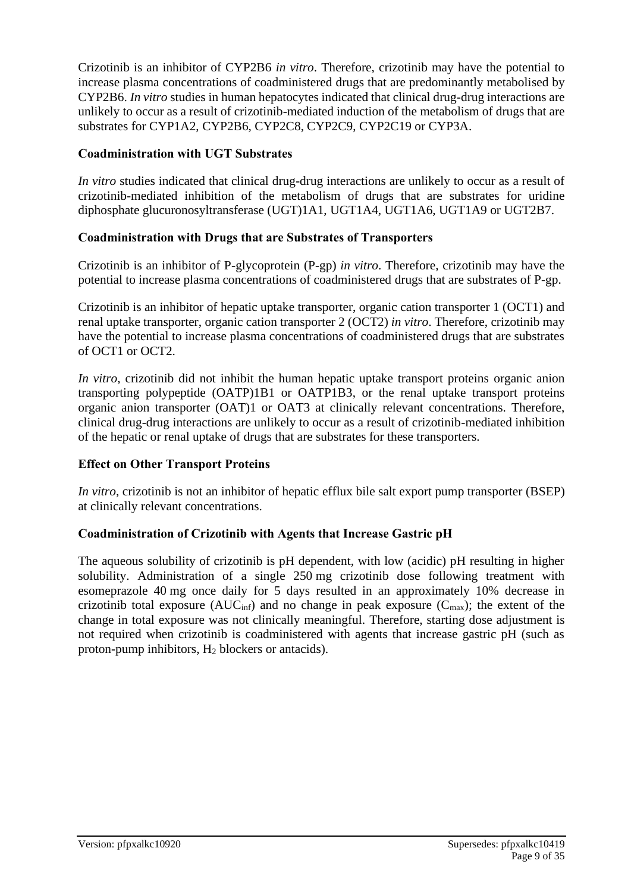Crizotinib is an inhibitor of CYP2B6 *in vitro*. Therefore, crizotinib may have the potential to increase plasma concentrations of coadministered drugs that are predominantly metabolised by CYP2B6. *In vitro* studies in human hepatocytes indicated that clinical drug-drug interactions are unlikely to occur as a result of crizotinib-mediated induction of the metabolism of drugs that are substrates for CYP1A2, CYP2B6, CYP2C8, CYP2C9, CYP2C19 or CYP3A.

**Coadministration with UGT Substrates**

*In vitro* studies indicated that clinical drug-drug interactions are unlikely to occur as a result of crizotinib-mediated inhibition of the metabolism of drugs that are substrates for uridine diphosphate glucuronosyltransferase (UGT)1A1, UGT1A4, UGT1A6, UGT1A9 or UGT2B7.

**Coadministration with Drugs that are Substrates of Transporters**

Crizotinib is an inhibitor of P-glycoprotein (P-gp) *in vitro*. Therefore, crizotinib may have the potential to increase plasma concentrations of coadministered drugs that are substrates of P-gp.

Crizotinib is an inhibitor of hepatic uptake transporter, organic cation transporter 1 (OCT1) and renal uptake transporter, organic cation transporter 2 (OCT2) *in vitro*. Therefore, crizotinib may have the potential to increase plasma concentrations of coadministered drugs that are substrates of OCT1 or OCT2.

*In vitro*, crizotinib did not inhibit the human hepatic uptake transport proteins organic anion transporting polypeptide (OATP)1B1 or OATP1B3, or the renal uptake transport proteins organic anion transporter (OAT)1 or OAT3 at clinically relevant concentrations. Therefore, clinical drug-drug interactions are unlikely to occur as a result of crizotinib-mediated inhibition of the hepatic or renal uptake of drugs that are substrates for these transporters.

**Effect on Other Transport Proteins**

*In vitro*, crizotinib is not an inhibitor of hepatic efflux bile salt export pump transporter (BSEP) at clinically relevant concentrations.

**Coadministration of Crizotinib with Agents that Increase Gastric pH**

The aqueous solubility of crizotinib is pH dependent, with low (acidic) pH resulting in higher solubility. Administration of a single 250 mg crizotinib dose following treatment with esomeprazole 40 mg once daily for 5 days resulted in an approximately 10% decrease in crizotinib total exposure ($AUC_{inf}$) and no change in peak exposure ($C_{max}$); the extent of the change in total exposure was not clinically meaningful. Therefore, starting dose adjustment is not required when crizotinib is coadministered with agents that increase gastric pH (such as proton-pump inhibitors, $H_2$ blockers or antacids).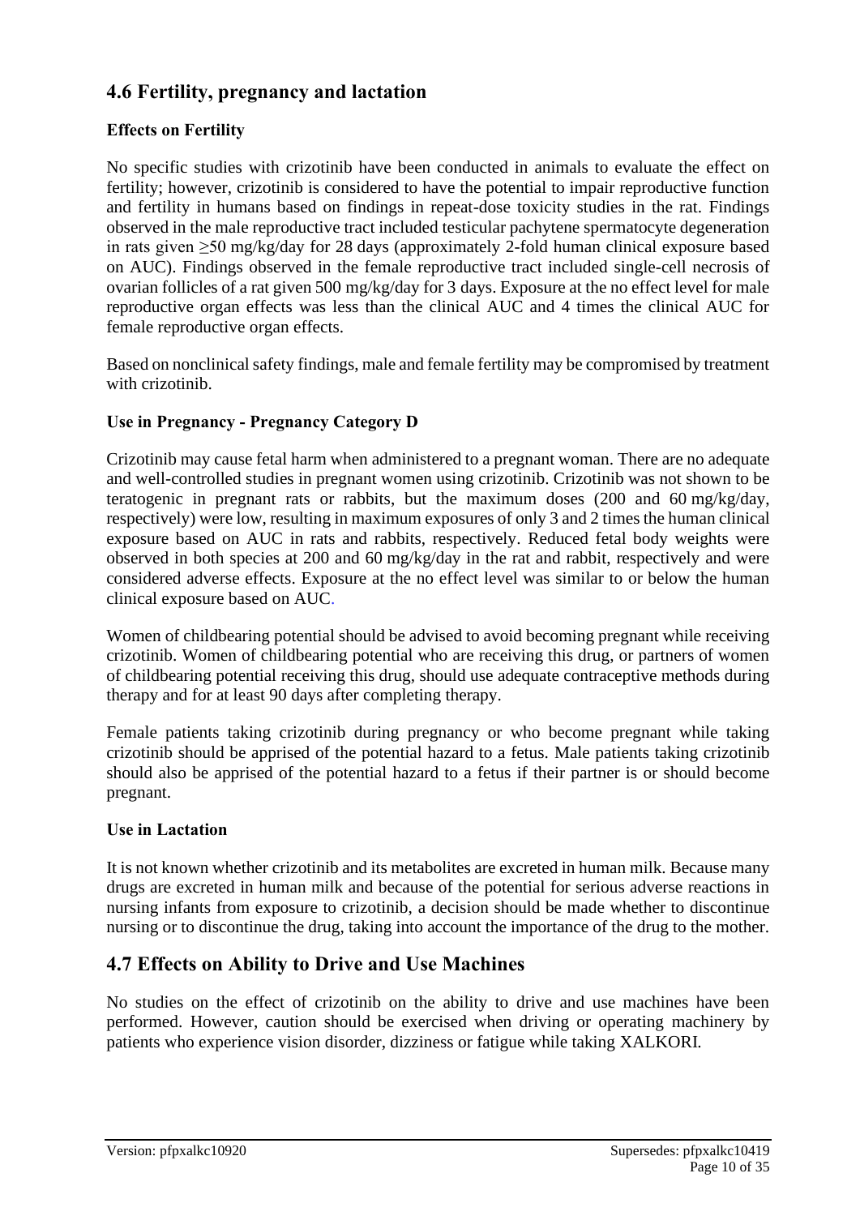## 4.6 Fertility, pregnancy and lactation

### Effects on Fertility

No specific studies with crizotinib have been conducted in animals to evaluate the effect on fertility; however, crizotinib is considered to have the potential to impair reproductive function and fertility in humans based on findings in repeat-dose toxicity studies in the rat. Findings observed in the male reproductive tract included testicular pachytene spermatocyte degeneration in rats given ≥50 mg/kg/day for 28 days (approximately 2-fold human clinical exposure based on AUC). Findings observed in the female reproductive tract included single-cell necrosis of ovarian follicles of a rat given 500 mg/kg/day for 3 days. Exposure at the no effect level for male reproductive organ effects was less than the clinical AUC and 4 times the clinical AUC for female reproductive organ effects.

Based on nonclinical safety findings, male and female fertility may be compromised by treatment with crizotinib.

### Use in Pregnancy - Pregnancy Category D

Crizotinib may cause fetal harm when administered to a pregnant woman. There are no adequate and well-controlled studies in pregnant women using crizotinib. Crizotinib was not shown to be teratogenic in pregnant rats or rabbits, but the maximum doses (200 and 60 mg/kg/day, respectively) were low, resulting in maximum exposures of only 3 and 2 times the human clinical exposure based on AUC in rats and rabbits, respectively. Reduced fetal body weights were observed in both species at 200 and 60 mg/kg/day in the rat and rabbit, respectively and were considered adverse effects. Exposure at the no effect level was similar to or below the human clinical exposure based on AUC.

Women of childbearing potential should be advised to avoid becoming pregnant while receiving crizotinib. Women of childbearing potential who are receiving this drug, or partners of women of childbearing potential receiving this drug, should use adequate contraceptive methods during therapy and for at least 90 days after completing therapy.

Female patients taking crizotinib during pregnancy or who become pregnant while taking crizotinib should be apprised of the potential hazard to a fetus. Male patients taking crizotinib should also be apprised of the potential hazard to a fetus if their partner is or should become pregnant.

### Use in Lactation

It is not known whether crizotinib and its metabolites are excreted in human milk. Because many drugs are excreted in human milk and because of the potential for serious adverse reactions in nursing infants from exposure to crizotinib, a decision should be made whether to discontinue nursing or to discontinue the drug, taking into account the importance of the drug to the mother.

## 4.7 Effects on Ability to Drive and Use Machines

No studies on the effect of crizotinib on the ability to drive and use machines have been performed. However, caution should be exercised when driving or operating machinery by patients who experience vision disorder, dizziness or fatigue while taking XALKORI.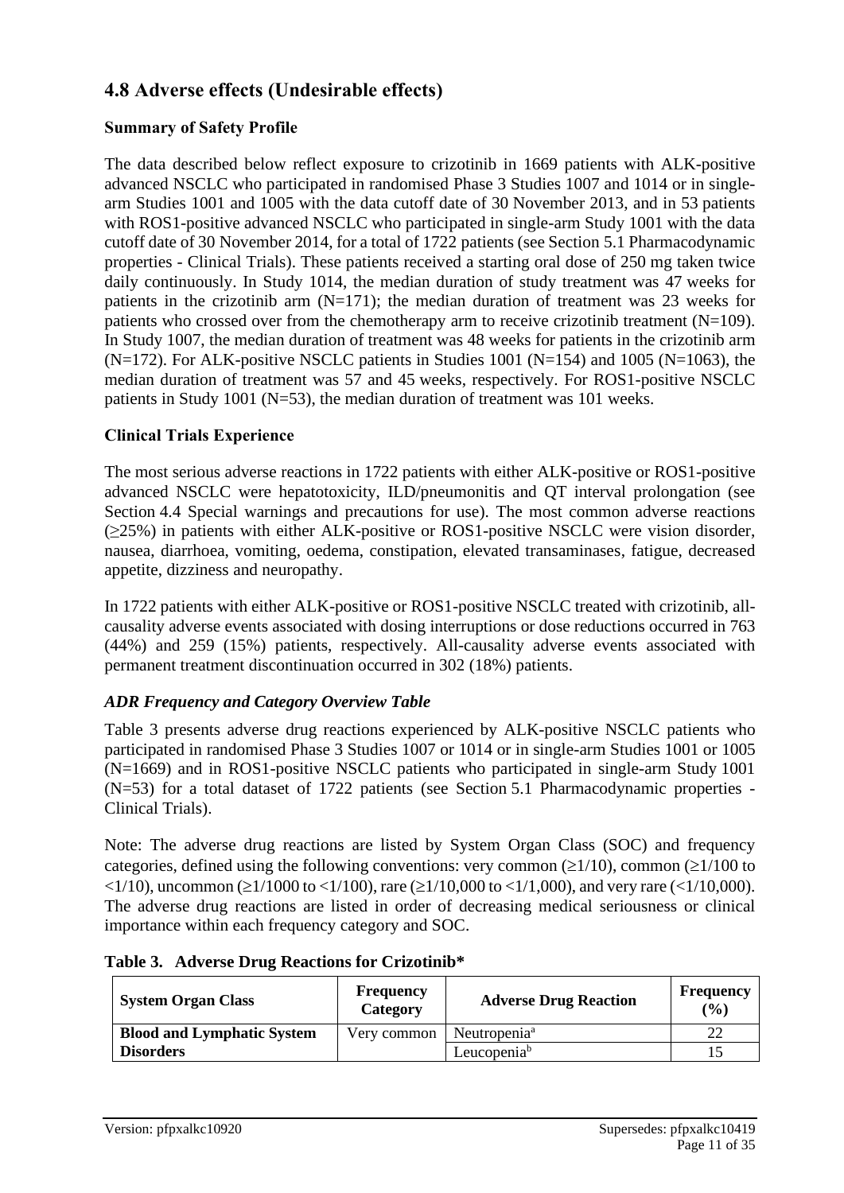## 4.8 Adverse effects (Undesirable effects)

### Summary of Safety Profile

The data described below reflect exposure to crizotinib in 1669 patients with ALK-positive advanced NSCLC who participated in randomised Phase 3 Studies 1007 and 1014 or in single-arm Studies 1001 and 1005 with the data cutoff date of 30 November 2013, and in 53 patients with ROS1-positive advanced NSCLC who participated in single-arm Study 1001 with the data cutoff date of 30 November 2014, for a total of 1722 patients (see Section 5.1 Pharmacodynamic properties - Clinical Trials). These patients received a starting oral dose of 250 mg taken twice daily continuously. In Study 1014, the median duration of study treatment was 47 weeks for patients in the crizotinib arm (N=171); the median duration of treatment was 23 weeks for patients who crossed over from the chemotherapy arm to receive crizotinib treatment (N=109). In Study 1007, the median duration of treatment was 48 weeks for patients in the crizotinib arm (N=172). For ALK-positive NSCLC patients in Studies 1001 (N=154) and 1005 (N=1063), the median duration of treatment was 57 and 45 weeks, respectively. For ROS1-positive NSCLC patients in Study 1001 (N=53), the median duration of treatment was 101 weeks.

### Clinical Trials Experience

The most serious adverse reactions in 1722 patients with either ALK-positive or ROS1-positive advanced NSCLC were hepatotoxicity, ILD/pneumonitis and QT interval prolongation (see Section 4.4 Special warnings and precautions for use). The most common adverse reactions (≥25%) in patients with either ALK-positive or ROS1-positive NSCLC were vision disorder, nausea, diarrhoea, vomiting, oedema, constipation, elevated transaminases, fatigue, decreased appetite, dizziness and neuropathy.

In 1722 patients with either ALK-positive or ROS1-positive NSCLC treated with crizotinib, all-causality adverse events associated with dosing interruptions or dose reductions occurred in 763 (44%) and 259 (15%) patients, respectively. All-causality adverse events associated with permanent treatment discontinuation occurred in 302 (18%) patients.

### *ADR Frequency and Category Overview Table*

Table 3 presents adverse drug reactions experienced by ALK-positive NSCLC patients who participated in randomised Phase 3 Studies 1007 or 1014 or in single-arm Studies 1001 or 1005 (N=1669) and in ROS1-positive NSCLC patients who participated in single-arm Study 1001 (N=53) for a total dataset of 1722 patients (see Section 5.1 Pharmacodynamic properties - Clinical Trials).

Note: The adverse drug reactions are listed by System Organ Class (SOC) and frequency categories, defined using the following conventions: very common (≥1/10), common (≥1/100 to <1/10), uncommon (≥1/1000 to <1/100), rare (≥1/10,000 to <1/1,000), and very rare (<1/10,000). The adverse drug reactions are listed in order of decreasing medical seriousness or clinical importance within each frequency category and SOC.

**Table 3. Adverse Drug Reactions for Crizotinib***

| System Organ Class | Frequency Category | Adverse Drug Reaction | Frequency (%) |
|---|---|---|---|
| Blood and Lymphatic System Disorders | Very common | Neutropenia[a] | 22 |
| | | Leucopenia[b] | 15 |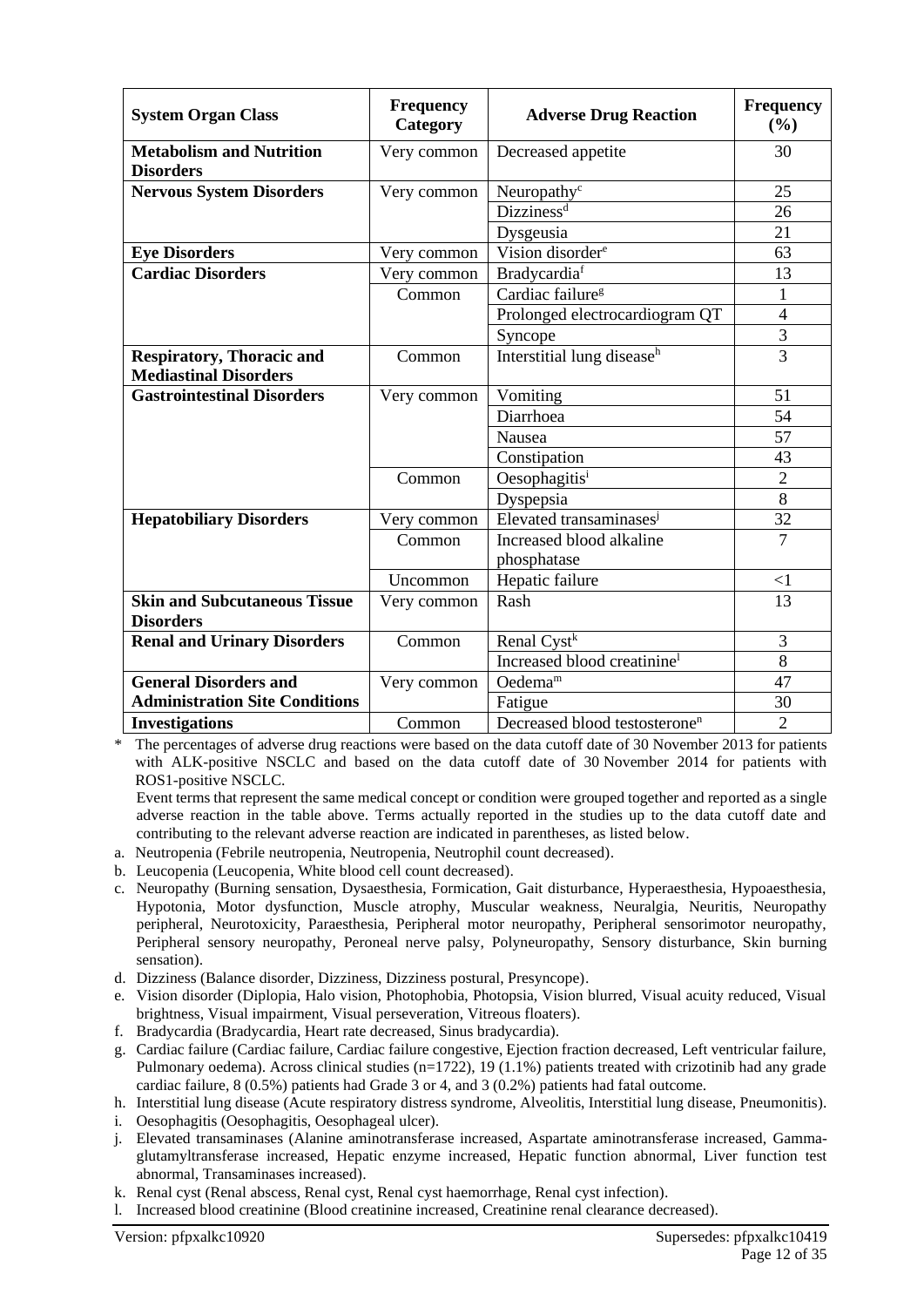| System Organ Class | Frequency Category | Adverse Drug Reaction | Frequency (%) |
|---|---|---|---|
| **Metabolism and Nutrition Disorders** | Very common | Decreased appetite | 30 |
| **Nervous System Disorders** | Very common | Neuropathy[c] | 25 |
| | | Dizziness[d] | 26 |
| | | Dysgeusia | 21 |
| **Eye Disorders** | Very common | Vision disorder[e] | 63 |
| **Cardiac Disorders** | Very common | Bradycardia[f] | 13 |
| | Common | Cardiac failure[g] | 1 |
| | | Prolonged electrocardiogram QT | 4 |
| | | Syncope | 3 |
| **Respiratory, Thoracic and Mediastinal Disorders** | Common | Interstitial lung disease[h] | 3 |
| **Gastrointestinal Disorders** | Very common | Vomiting | 51 |
| | | Diarrhoea | 54 |
| | | Nausea | 57 |
| | | Constipation | 43 |
| | Common | Oesophagitis[i] | 2 |
| | | Dyspepsia | 8 |
| **Hepatobiliary Disorders** | Very common | Elevated transaminases[j] | 32 |
| | Common | Increased blood alkaline phosphatase | 7 |
| | Uncommon | Hepatic failure | <1 |
| **Skin and Subcutaneous Tissue Disorders** | Very common | Rash | 13 |
| **Renal and Urinary Disorders** | Common | Renal Cyst[k] | 3 |
| | | Increased blood creatinine[l] | 8 |
| **General Disorders and Administration Site Conditions** | Very common | Oedema[m] | 47 |
| | | Fatigue | 30 |
| **Investigations** | Common | Decreased blood testosterone[n] | 2 |

\* The percentages of adverse drug reactions were based on the data cutoff date of 30 November 2013 for patients with ALK-positive NSCLC and based on the data cutoff date of 30 November 2014 for patients with ROS1-positive NSCLC.

Event terms that represent the same medical concept or condition were grouped together and reported as a single adverse reaction in the table above. Terms actually reported in the studies up to the data cutoff date and contributing to the relevant adverse reaction are indicated in parentheses, as listed below.

a. Neutropenia (Febrile neutropenia, Neutropenia, Neutrophil count decreased).
b. Leucopenia (Leucopenia, White blood cell count decreased).
c. Neuropathy (Burning sensation, Dysaesthesia, Formication, Gait disturbance, Hyperaesthesia, Hypoaesthesia, Hypotonia, Motor dysfunction, Muscle atrophy, Muscular weakness, Neuralgia, Neuritis, Neuropathy peripheral, Neurotoxicity, Paraesthesia, Peripheral motor neuropathy, Peripheral sensorimotor neuropathy, Peripheral sensory neuropathy, Peroneal nerve palsy, Polyneuropathy, Sensory disturbance, Skin burning sensation).
d. Dizziness (Balance disorder, Dizziness, Dizziness postural, Presyncope).
e. Vision disorder (Diplopia, Halo vision, Photophobia, Photopsia, Vision blurred, Visual acuity reduced, Visual brightness, Visual impairment, Visual perseveration, Vitreous floaters).
f. Bradycardia (Bradycardia, Heart rate decreased, Sinus bradycardia).
g. Cardiac failure (Cardiac failure, Cardiac failure congestive, Ejection fraction decreased, Left ventricular failure, Pulmonary oedema). Across clinical studies (n=1722), 19 (1.1%) patients treated with crizotinib had any grade cardiac failure, 8 (0.5%) patients had Grade 3 or 4, and 3 (0.2%) patients had fatal outcome.
h. Interstitial lung disease (Acute respiratory distress syndrome, Alveolitis, Interstitial lung disease, Pneumonitis).
i. Oesophagitis (Oesophagitis, Oesophageal ulcer).
j. Elevated transaminases (Alanine aminotransferase increased, Aspartate aminotransferase increased, Gamma-glutamyltransferase increased, Hepatic enzyme increased, Hepatic function abnormal, Liver function test abnormal, Transaminases increased).
k. Renal cyst (Renal abscess, Renal cyst, Renal cyst haemorrhage, Renal cyst infection).
l. Increased blood creatinine (Blood creatinine increased, Creatinine renal clearance decreased).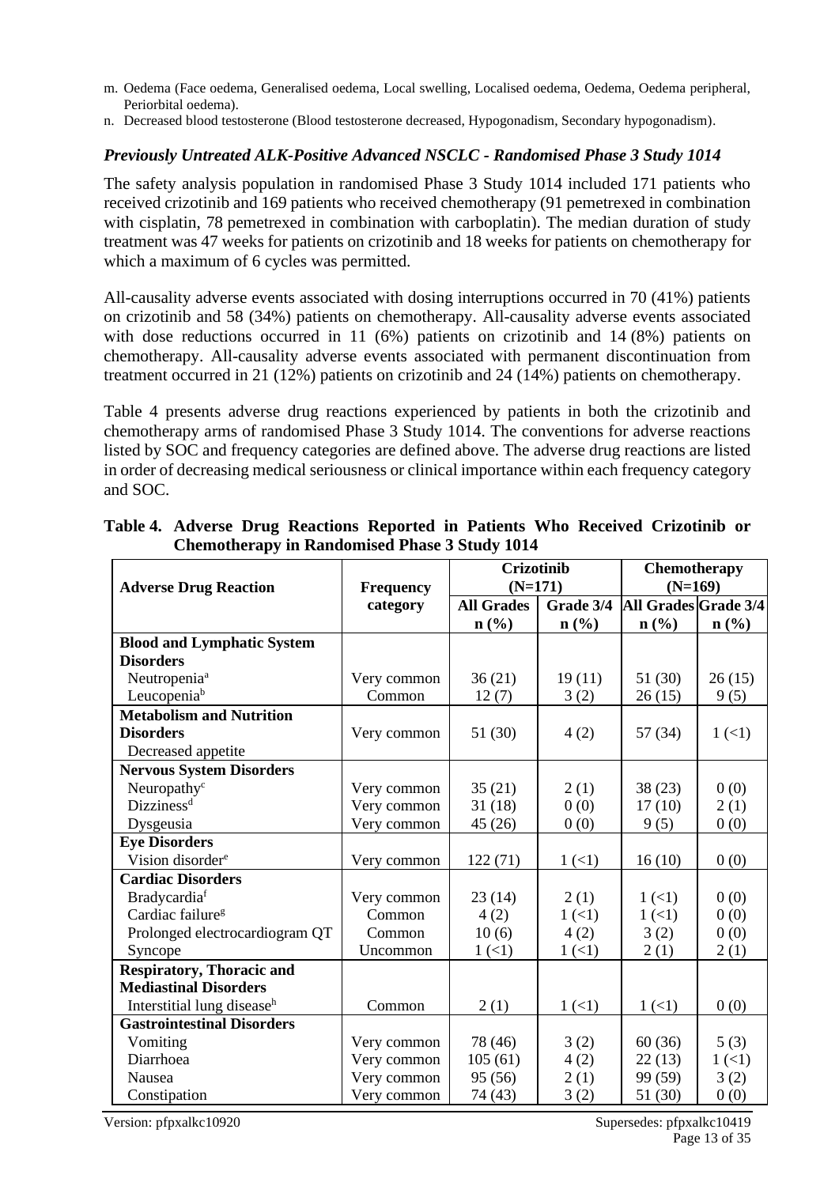m. Oedema (Face oedema, Generalised oedema, Local swelling, Localised oedema, Oedema, Oedema peripheral, Periorbital oedema).
n. Decreased blood testosterone (Blood testosterone decreased, Hypogonadism, Secondary hypogonadism).

### *Previously Untreated ALK-Positive Advanced NSCLC - Randomised Phase 3 Study 1014*

The safety analysis population in randomised Phase 3 Study 1014 included 171 patients who received crizotinib and 169 patients who received chemotherapy (91 pemetrexed in combination with cisplatin, 78 pemetrexed in combination with carboplatin). The median duration of study treatment was 47 weeks for patients on crizotinib and 18 weeks for patients on chemotherapy for which a maximum of 6 cycles was permitted.

All-causality adverse events associated with dosing interruptions occurred in 70 (41%) patients on crizotinib and 58 (34%) patients on chemotherapy. All-causality adverse events associated with dose reductions occurred in 11 (6%) patients on crizotinib and 14 (8%) patients on chemotherapy. All-causality adverse events associated with permanent discontinuation from treatment occurred in 21 (12%) patients on crizotinib and 24 (14%) patients on chemotherapy.

Table 4 presents adverse drug reactions experienced by patients in both the crizotinib and chemotherapy arms of randomised Phase 3 Study 1014. The conventions for adverse reactions listed by SOC and frequency categories are defined above. The adverse drug reactions are listed in order of decreasing medical seriousness or clinical importance within each frequency category and SOC.

**Table 4. Adverse Drug Reactions Reported in Patients Who Received Crizotinib or Chemotherapy in Randomised Phase 3 Study 1014**

| Adverse Drug Reaction | Frequency category | Crizotinib (N=171) | | Chemotherapy (N=169) | |
|---|---|---|---|---|---|
| | | All Grades n (%) | Grade 3/4 n (%) | All Grades n (%) | Grade 3/4 n (%) |
| **Blood and Lymphatic System Disorders** | | | | | |
| Neutropenia[a] | Very common | 36 (21) | 19 (11) | 51 (30) | 26 (15) |
| Leucopenia[b] | Common | 12 (7) | 3 (2) | 26 (15) | 9 (5) |
| **Metabolism and Nutrition Disorders** | | | | | |
| Decreased appetite | Very common | 51 (30) | 4 (2) | 57 (34) | 1 (<1) |
| **Nervous System Disorders** | | | | | |
| Neuropathy[c] | Very common | 35 (21) | 2 (1) | 38 (23) | 0 (0) |
| Dizziness[d] | Very common | 31 (18) | 0 (0) | 17 (10) | 2 (1) |
| Dysgeusia | Very common | 45 (26) | 0 (0) | 9 (5) | 0 (0) |
| **Eye Disorders** | | | | | |
| Vision disorder[e] | Very common | 122 (71) | 1 (<1) | 16 (10) | 0 (0) |
| **Cardiac Disorders** | | | | | |
| Bradycardia[f] | Very common | 23 (14) | 2 (1) | 1 (<1) | 0 (0) |
| Cardiac failure[g] | Common | 4 (2) | 1 (<1) | 1 (<1) | 0 (0) |
| Prolonged electrocardiogram QT | Common | 10 (6) | 4 (2) | 3 (2) | 0 (0) |
| Syncope | Uncommon | 1 (<1) | 1 (<1) | 2 (1) | 2 (1) |
| **Respiratory, Thoracic and Mediastinal Disorders** | | | | | |
| Interstitial lung disease[h] | Common | 2 (1) | 1 (<1) | 1 (<1) | 0 (0) |
| **Gastrointestinal Disorders** | | | | | |
| Vomiting | Very common | 78 (46) | 3 (2) | 60 (36) | 5 (3) |
| Diarrhoea | Very common | 105 (61) | 4 (2) | 22 (13) | 1 (<1) |
| Nausea | Very common | 95 (56) | 2 (1) | 99 (59) | 3 (2) |
| Constipation | Very common | 74 (43) | 3 (2) | 51 (30) | 0 (0) |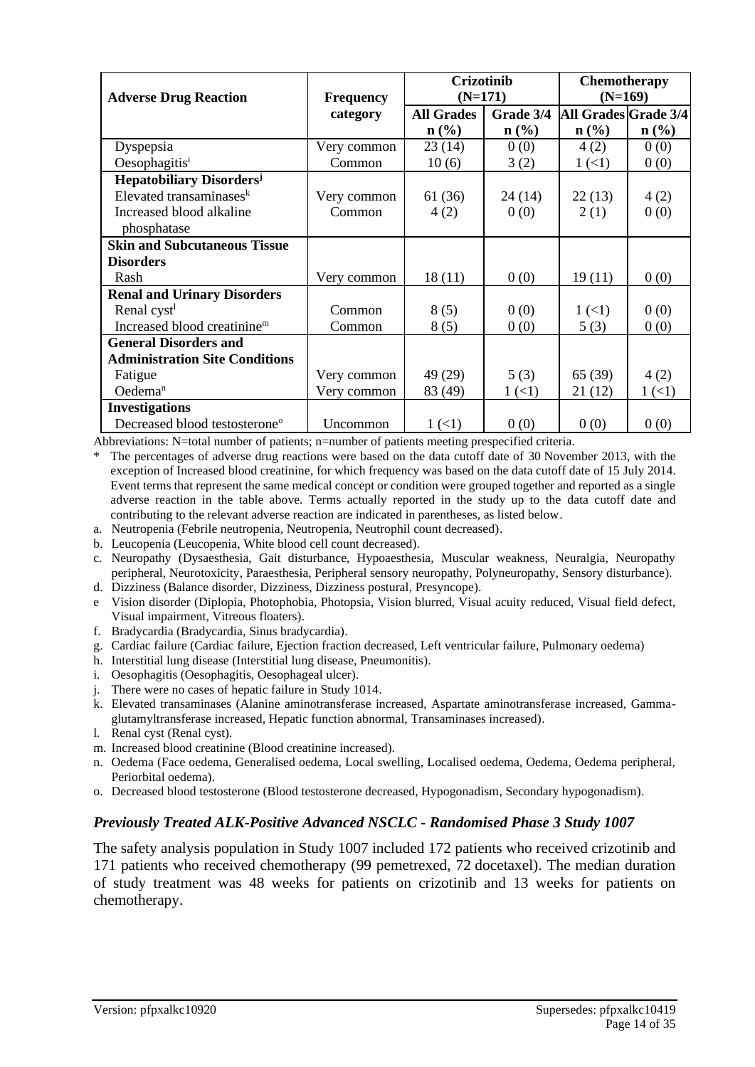| Adverse Drug Reaction | Frequency category | Crizotinib (N=171) | | Chemotherapy (N=169) | |
|---|---|---|---|---|---|
| | | All Grades n (%) | Grade 3/4 n (%) | All Grades n (%) | Grade 3/4 n (%) |
| Dyspepsia | Very common | 23 (14) | 0 (0) | 4 (2) | 0 (0) |
| Oesophagitis[i] | Common | 10 (6) | 3 (2) | 1 (<1) | 0 (0) |
| **Hepatobiliary Disorders[j]** | | | | | |
| Elevated transaminases[k] | Very common | 61 (36) | 24 (14) | 22 (13) | 4 (2) |
| Increased blood alkaline phosphatase | Common | 4 (2) | 0 (0) | 2 (1) | 0 (0) |
| **Skin and Subcutaneous Tissue Disorders** | | | | | |
| Rash | Very common | 18 (11) | 0 (0) | 19 (11) | 0 (0) |
| **Renal and Urinary Disorders** | | | | | |
| Renal cyst[l] | Common | 8 (5) | 0 (0) | 1 (<1) | 0 (0) |
| Increased blood creatinine[m] | Common | 8 (5) | 0 (0) | 5 (3) | 0 (0) |
| **General Disorders and Administration Site Conditions** | | | | | |
| Fatigue | Very common | 49 (29) | 5 (3) | 65 (39) | 4 (2) |
| Oedema[n] | Very common | 83 (49) | 1 (<1) | 21 (12) | 1 (<1) |
| **Investigations** | | | | | |
| Decreased blood testosterone[o] | Uncommon | 1 (<1) | 0 (0) | 0 (0) | 0 (0) |

Abbreviations: N=total number of patients; n=number of patients meeting prespecified criteria.

\* The percentages of adverse drug reactions were based on the data cutoff date of 30 November 2013, with the exception of Increased blood creatinine, for which frequency was based on the data cutoff date of 15 July 2014. Event terms that represent the same medical concept or condition were grouped together and reported as a single adverse reaction in the table above. Terms actually reported in the study up to the data cutoff date and contributing to the relevant adverse reaction are indicated in parentheses, as listed below.

a. Neutropenia (Febrile neutropenia, Neutropenia, Neutrophil count decreased).
b. Leucopenia (Leucopenia, White blood cell count decreased).
c. Neuropathy (Dysaesthesia, Gait disturbance, Hypoaesthesia, Muscular weakness, Neuralgia, Neuropathy peripheral, Neurotoxicity, Paraesthesia, Peripheral sensory neuropathy, Polyneuropathy, Sensory disturbance).
d. Dizziness (Balance disorder, Dizziness, Dizziness postural, Presyncope).
e Vision disorder (Diplopia, Photophobia, Photopsia, Vision blurred, Visual acuity reduced, Visual field defect, Visual impairment, Vitreous floaters).
f. Bradycardia (Bradycardia, Sinus bradycardia).
g. Cardiac failure (Cardiac failure, Ejection fraction decreased, Left ventricular failure, Pulmonary oedema)
h. Interstitial lung disease (Interstitial lung disease, Pneumonitis).
i. Oesophagitis (Oesophagitis, Oesophageal ulcer).
j. There were no cases of hepatic failure in Study 1014.
k. Elevated transaminases (Alanine aminotransferase increased, Aspartate aminotransferase increased, Gamma-glutamyltransferase increased, Hepatic function abnormal, Transaminases increased).
l. Renal cyst (Renal cyst).
m. Increased blood creatinine (Blood creatinine increased).
n. Oedema (Face oedema, Generalised oedema, Local swelling, Localised oedema, Oedema, Oedema peripheral, Periorbital oedema).
o. Decreased blood testosterone (Blood testosterone decreased, Hypogonadism, Secondary hypogonadism).

### *Previously Treated ALK-Positive Advanced NSCLC - Randomised Phase 3 Study 1007*

The safety analysis population in Study 1007 included 172 patients who received crizotinib and 171 patients who received chemotherapy (99 pemetrexed, 72 docetaxel). The median duration of study treatment was 48 weeks for patients on crizotinib and 13 weeks for patients on chemotherapy.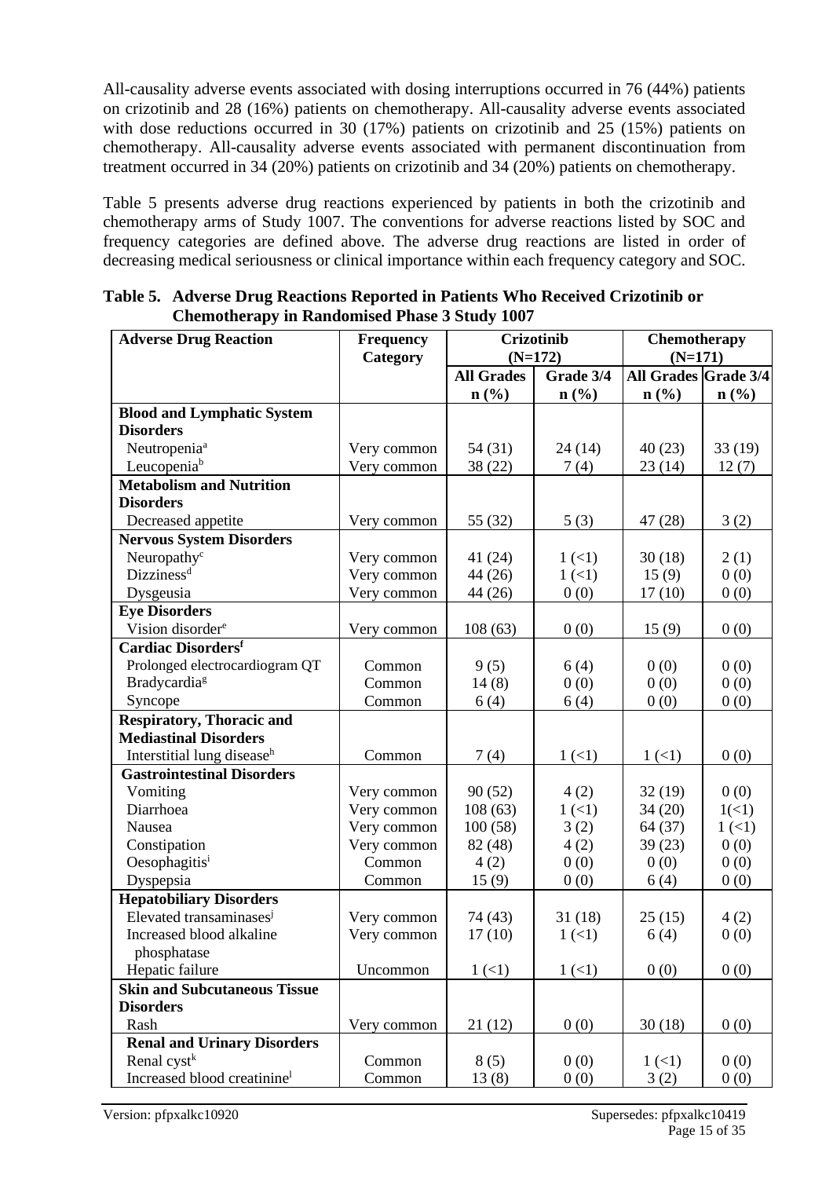All-causality adverse events associated with dosing interruptions occurred in 76 (44%) patients on crizotinib and 28 (16%) patients on chemotherapy. All-causality adverse events associated with dose reductions occurred in 30 (17%) patients on crizotinib and 25 (15%) patients on chemotherapy. All-causality adverse events associated with permanent discontinuation from treatment occurred in 34 (20%) patients on crizotinib and 34 (20%) patients on chemotherapy.

Table 5 presents adverse drug reactions experienced by patients in both the crizotinib and chemotherapy arms of Study 1007. The conventions for adverse reactions listed by SOC and frequency categories are defined above. The adverse drug reactions are listed in order of decreasing medical seriousness or clinical importance within each frequency category and SOC.

**Table 5. Adverse Drug Reactions Reported in Patients Who Received Crizotinib or Chemotherapy in Randomised Phase 3 Study 1007**

| Adverse Drug Reaction | Frequency Category | Crizotinib (N=172) | | Chemotherapy (N=171) | |
|---|---|---|---|---|---|
| | | All Grades n (%) | Grade 3/4 n (%) | All Grades n (%) | Grade 3/4 n (%) |
| **Blood and Lymphatic System Disorders** | | | | | |
| Neutropenia[a] | Very common | 54 (31) | 24 (14) | 40 (23) | 33 (19) |
| Leucopenia[b] | Very common | 38 (22) | 7 (4) | 23 (14) | 12 (7) |
| **Metabolism and Nutrition Disorders** | | | | | |
| Decreased appetite | Very common | 55 (32) | 5 (3) | 47 (28) | 3 (2) |
| **Nervous System Disorders** | | | | | |
| Neuropathy[c] | Very common | 41 (24) | 1 (<1) | 30 (18) | 2 (1) |
| Dizziness[d] | Very common | 44 (26) | 1 (<1) | 15 (9) | 0 (0) |
| Dysgeusia | Very common | 44 (26) | 0 (0) | 17 (10) | 0 (0) |
| **Eye Disorders** | | | | | |
| Vision disorder[e] | Very common | 108 (63) | 0 (0) | 15 (9) | 0 (0) |
| **Cardiac Disorders[f]** | | | | | |
| Prolonged electrocardiogram QT | Common | 9 (5) | 6 (4) | 0 (0) | 0 (0) |
| Bradycardia[g] | Common | 14 (8) | 0 (0) | 0 (0) | 0 (0) |
| Syncope | Common | 6 (4) | 6 (4) | 0 (0) | 0 (0) |
| **Respiratory, Thoracic and Mediastinal Disorders** | | | | | |
| Interstitial lung disease[h] | Common | 7 (4) | 1 (<1) | 1 (<1) | 0 (0) |
| **Gastrointestinal Disorders** | | | | | |
| Vomiting | Very common | 90 (52) | 4 (2) | 32 (19) | 0 (0) |
| Diarrhoea | Very common | 108 (63) | 1 (<1) | 34 (20) | 1(<1) |
| Nausea | Very common | 100 (58) | 3 (2) | 64 (37) | 1 (<1) |
| Constipation | Very common | 82 (48) | 4 (2) | 39 (23) | 0 (0) |
| Oesophagitis[i] | Common | 4 (2) | 0 (0) | 0 (0) | 0 (0) |
| Dyspepsia | Common | 15 (9) | 0 (0) | 6 (4) | 0 (0) |
| **Hepatobiliary Disorders** | | | | | |
| Elevated transaminases[j] | Very common | 74 (43) | 31 (18) | 25 (15) | 4 (2) |
| Increased blood alkaline phosphatase | Very common | 17 (10) | 1 (<1) | 6 (4) | 0 (0) |
| Hepatic failure | Uncommon | 1 (<1) | 1 (<1) | 0 (0) | 0 (0) |
| **Skin and Subcutaneous Tissue Disorders** | | | | | |
| Rash | Very common | 21 (12) | 0 (0) | 30 (18) | 0 (0) |
| **Renal and Urinary Disorders** | | | | | |
| Renal cyst[k] | Common | 8 (5) | 0 (0) | 1 (<1) | 0 (0) |
| Increased blood creatinine[l] | Common | 13 (8) | 0 (0) | 3 (2) | 0 (0) |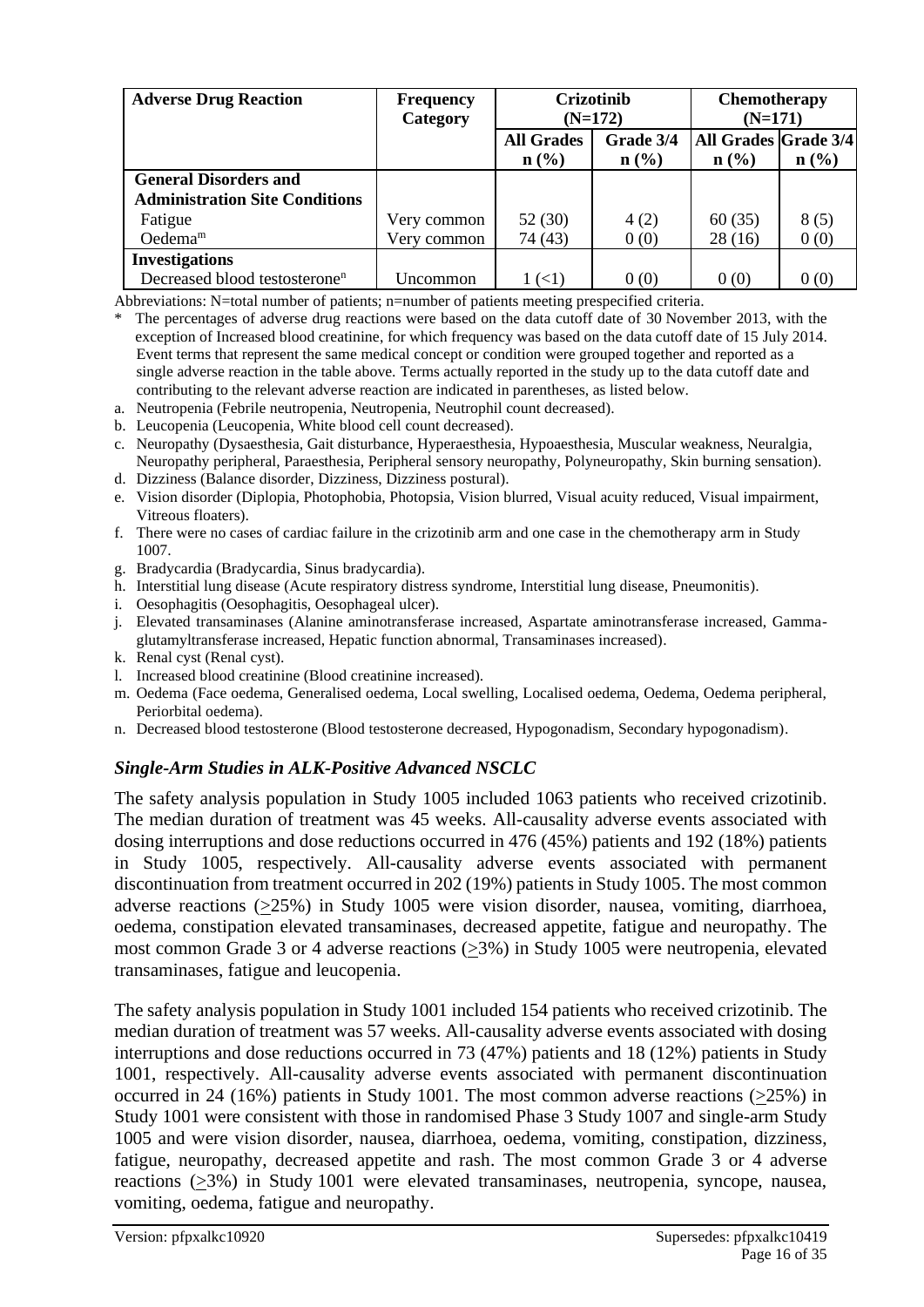| Adverse Drug Reaction | Frequency Category | Crizotinib (N=172) | | Chemotherapy (N=171) | |
|---|---|---|---|---|---|
| | | All Grades n (%) | Grade 3/4 n (%) | All Grades n (%) | Grade 3/4 n (%) |
| **General Disorders and Administration Site Conditions** | | | | | |
| Fatigue | Very common | 52 (30) | 4 (2) | 60 (35) | 8 (5) |
| Oedema[m] | Very common | 74 (43) | 0 (0) | 28 (16) | 0 (0) |
| **Investigations** | | | | | |
| Decreased blood testosterone[n] | Uncommon | 1 (<1) | 0 (0) | 0 (0) | 0 (0) |

Abbreviations: N=total number of patients; n=number of patients meeting prespecified criteria.

\* The percentages of adverse drug reactions were based on the data cutoff date of 30 November 2013, with the exception of Increased blood creatinine, for which frequency was based on the data cutoff date of 15 July 2014. Event terms that represent the same medical concept or condition were grouped together and reported as a single adverse reaction in the table above. Terms actually reported in the study up to the data cutoff date and contributing to the relevant adverse reaction are indicated in parentheses, as listed below.

a. Neutropenia (Febrile neutropenia, Neutropenia, Neutrophil count decreased).
b. Leucopenia (Leucopenia, White blood cell count decreased).
c. Neuropathy (Dysaesthesia, Gait disturbance, Hyperaesthesia, Hypoaesthesia, Muscular weakness, Neuralgia, Neuropathy peripheral, Paraesthesia, Peripheral sensory neuropathy, Polyneuropathy, Skin burning sensation).
d. Dizziness (Balance disorder, Dizziness, Dizziness postural).
e. Vision disorder (Diplopia, Photophobia, Photopsia, Vision blurred, Visual acuity reduced, Visual impairment, Vitreous floaters).
f. There were no cases of cardiac failure in the crizotinib arm and one case in the chemotherapy arm in Study 1007.
g. Bradycardia (Bradycardia, Sinus bradycardia).
h. Interstitial lung disease (Acute respiratory distress syndrome, Interstitial lung disease, Pneumonitis).
i. Oesophagitis (Oesophagitis, Oesophageal ulcer).
j. Elevated transaminases (Alanine aminotransferase increased, Aspartate aminotransferase increased, Gamma-glutamyltransferase increased, Hepatic function abnormal, Transaminases increased).
k. Renal cyst (Renal cyst).
l. Increased blood creatinine (Blood creatinine increased).
m. Oedema (Face oedema, Generalised oedema, Local swelling, Localised oedema, Oedema, Oedema peripheral, Periorbital oedema).
n. Decreased blood testosterone (Blood testosterone decreased, Hypogonadism, Secondary hypogonadism).

### *Single-Arm Studies in ALK-Positive Advanced NSCLC*

The safety analysis population in Study 1005 included 1063 patients who received crizotinib. The median duration of treatment was 45 weeks. All-causality adverse events associated with dosing interruptions and dose reductions occurred in 476 (45%) patients and 192 (18%) patients in Study 1005, respectively. All-causality adverse events associated with permanent discontinuation from treatment occurred in 202 (19%) patients in Study 1005. The most common adverse reactions (≥25%) in Study 1005 were vision disorder, nausea, vomiting, diarrhoea, oedema, constipation elevated transaminases, decreased appetite, fatigue and neuropathy. The most common Grade 3 or 4 adverse reactions (≥3%) in Study 1005 were neutropenia, elevated transaminases, fatigue and leucopenia.

The safety analysis population in Study 1001 included 154 patients who received crizotinib. The median duration of treatment was 57 weeks. All-causality adverse events associated with dosing interruptions and dose reductions occurred in 73 (47%) patients and 18 (12%) patients in Study 1001, respectively. All-causality adverse events associated with permanent discontinuation occurred in 24 (16%) patients in Study 1001. The most common adverse reactions (≥25%) in Study 1001 were consistent with those in randomised Phase 3 Study 1007 and single-arm Study 1005 and were vision disorder, nausea, diarrhoea, oedema, vomiting, constipation, dizziness, fatigue, neuropathy, decreased appetite and rash. The most common Grade 3 or 4 adverse reactions (≥3%) in Study 1001 were elevated transaminases, neutropenia, syncope, nausea, vomiting, oedema, fatigue and neuropathy.

Version: pfpxalkc10920 Supersedes: pfpxalkc10419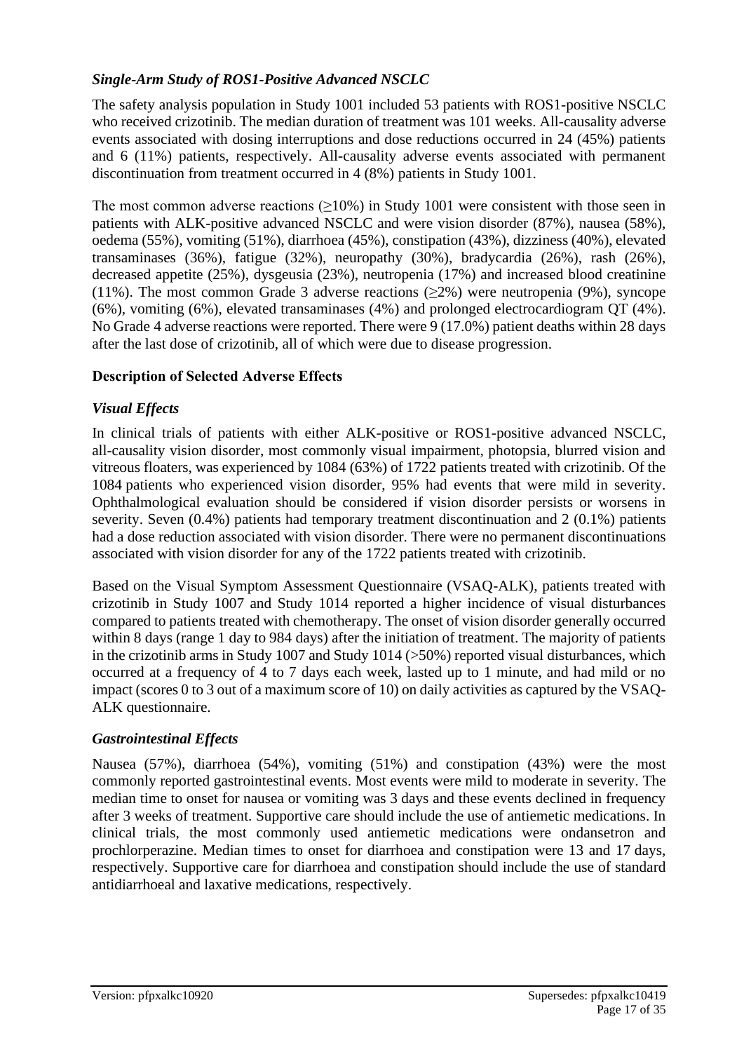### *Single-Arm Study of ROS1-Positive Advanced NSCLC*

The safety analysis population in Study 1001 included 53 patients with ROS1-positive NSCLC who received crizotinib. The median duration of treatment was 101 weeks. All-causality adverse events associated with dosing interruptions and dose reductions occurred in 24 (45%) patients and 6 (11%) patients, respectively. All-causality adverse events associated with permanent discontinuation from treatment occurred in 4 (8%) patients in Study 1001.

The most common adverse reactions ($\geq$10%) in Study 1001 were consistent with those seen in patients with ALK-positive advanced NSCLC and were vision disorder (87%), nausea (58%), oedema (55%), vomiting (51%), diarrhoea (45%), constipation (43%), dizziness (40%), elevated transaminases (36%), fatigue (32%), neuropathy (30%), bradycardia (26%), rash (26%), decreased appetite (25%), dysgeusia (23%), neutropenia (17%) and increased blood creatinine (11%). The most common Grade 3 adverse reactions ($\geq$2%) were neutropenia (9%), syncope (6%), vomiting (6%), elevated transaminases (4%) and prolonged electrocardiogram QT (4%). No Grade 4 adverse reactions were reported. There were 9 (17.0%) patient deaths within 28 days after the last dose of crizotinib, all of which were due to disease progression.

### Description of Selected Adverse Effects

### *Visual Effects*

In clinical trials of patients with either ALK-positive or ROS1-positive advanced NSCLC, all-causality vision disorder, most commonly visual impairment, photopsia, blurred vision and vitreous floaters, was experienced by 1084 (63%) of 1722 patients treated with crizotinib. Of the 1084 patients who experienced vision disorder, 95% had events that were mild in severity. Ophthalmological evaluation should be considered if vision disorder persists or worsens in severity. Seven (0.4%) patients had temporary treatment discontinuation and 2 (0.1%) patients had a dose reduction associated with vision disorder. There were no permanent discontinuations associated with vision disorder for any of the 1722 patients treated with crizotinib.

Based on the Visual Symptom Assessment Questionnaire (VSAQ-ALK), patients treated with crizotinib in Study 1007 and Study 1014 reported a higher incidence of visual disturbances compared to patients treated with chemotherapy. The onset of vision disorder generally occurred within 8 days (range 1 day to 984 days) after the initiation of treatment. The majority of patients in the crizotinib arms in Study 1007 and Study 1014 (>50%) reported visual disturbances, which occurred at a frequency of 4 to 7 days each week, lasted up to 1 minute, and had mild or no impact (scores 0 to 3 out of a maximum score of 10) on daily activities as captured by the VSAQ-ALK questionnaire.

### *Gastrointestinal Effects*

Nausea (57%), diarrhoea (54%), vomiting (51%) and constipation (43%) were the most commonly reported gastrointestinal events. Most events were mild to moderate in severity. The median time to onset for nausea or vomiting was 3 days and these events declined in frequency after 3 weeks of treatment. Supportive care should include the use of antiemetic medications. In clinical trials, the most commonly used antiemetic medications were ondansetron and prochlorperazine. Median times to onset for diarrhoea and constipation were 13 and 17 days, respectively. Supportive care for diarrhoea and constipation should include the use of standard antidiarrhoeal and laxative medications, respectively.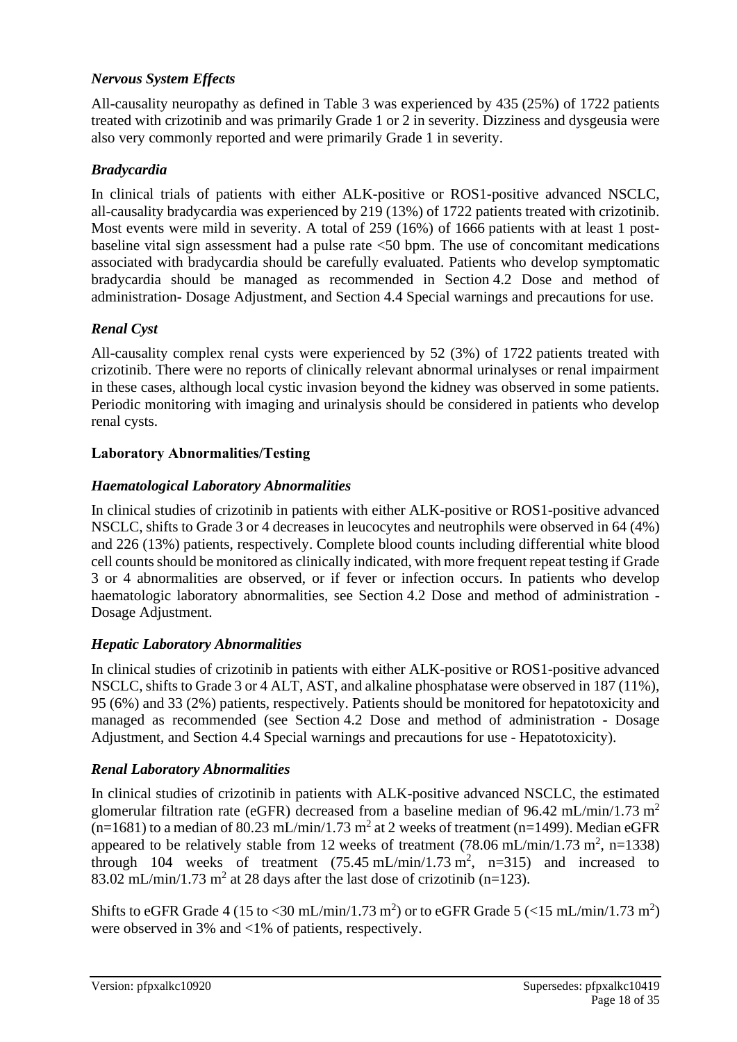### *Nervous System Effects*

All-causality neuropathy as defined in Table 3 was experienced by 435 (25%) of 1722 patients treated with crizotinib and was primarily Grade 1 or 2 in severity. Dizziness and dysgeusia were also very commonly reported and were primarily Grade 1 in severity.

### *Bradycardia*

In clinical trials of patients with either ALK-positive or ROS1-positive advanced NSCLC, all-causality bradycardia was experienced by 219 (13%) of 1722 patients treated with crizotinib. Most events were mild in severity. A total of 259 (16%) of 1666 patients with at least 1 post-baseline vital sign assessment had a pulse rate <50 bpm. The use of concomitant medications associated with bradycardia should be carefully evaluated. Patients who develop symptomatic bradycardia should be managed as recommended in Section 4.2 Dose and method of administration- Dosage Adjustment, and Section 4.4 Special warnings and precautions for use.

### *Renal Cyst*

All-causality complex renal cysts were experienced by 52 (3%) of 1722 patients treated with crizotinib. There were no reports of clinically relevant abnormal urinalyses or renal impairment in these cases, although local cystic invasion beyond the kidney was observed in some patients. Periodic monitoring with imaging and urinalysis should be considered in patients who develop renal cysts.

## Laboratory Abnormalities/Testing

### *Haematological Laboratory Abnormalities*

In clinical studies of crizotinib in patients with either ALK-positive or ROS1-positive advanced NSCLC, shifts to Grade 3 or 4 decreases in leucocytes and neutrophils were observed in 64 (4%) and 226 (13%) patients, respectively. Complete blood counts including differential white blood cell counts should be monitored as clinically indicated, with more frequent repeat testing if Grade 3 or 4 abnormalities are observed, or if fever or infection occurs. In patients who develop haematologic laboratory abnormalities, see Section 4.2 Dose and method of administration - Dosage Adjustment.

### *Hepatic Laboratory Abnormalities*

In clinical studies of crizotinib in patients with either ALK-positive or ROS1-positive advanced NSCLC, shifts to Grade 3 or 4 ALT, AST, and alkaline phosphatase were observed in 187 (11%), 95 (6%) and 33 (2%) patients, respectively. Patients should be monitored for hepatotoxicity and managed as recommended (see Section 4.2 Dose and method of administration - Dosage Adjustment, and Section 4.4 Special warnings and precautions for use - Hepatotoxicity).

### *Renal Laboratory Abnormalities*

In clinical studies of crizotinib in patients with ALK-positive advanced NSCLC, the estimated glomerular filtration rate (eGFR) decreased from a baseline median of 96.42 mL/min/1.73 $m^2$ (n=1681) to a median of 80.23 mL/min/1.73 $m^2$ at 2 weeks of treatment (n=1499). Median eGFR appeared to be relatively stable from 12 weeks of treatment (78.06 mL/min/1.73 $m^2$, n=1338) through 104 weeks of treatment (75.45 mL/min/1.73 $m^2$, n=315) and increased to 83.02 mL/min/1.73 $m^2$ at 28 days after the last dose of crizotinib (n=123).

Shifts to eGFR Grade 4 (15 to <30 mL/min/1.73 $m^2$) or to eGFR Grade 5 (<15 mL/min/1.73 $m^2$) were observed in 3% and <1% of patients, respectively.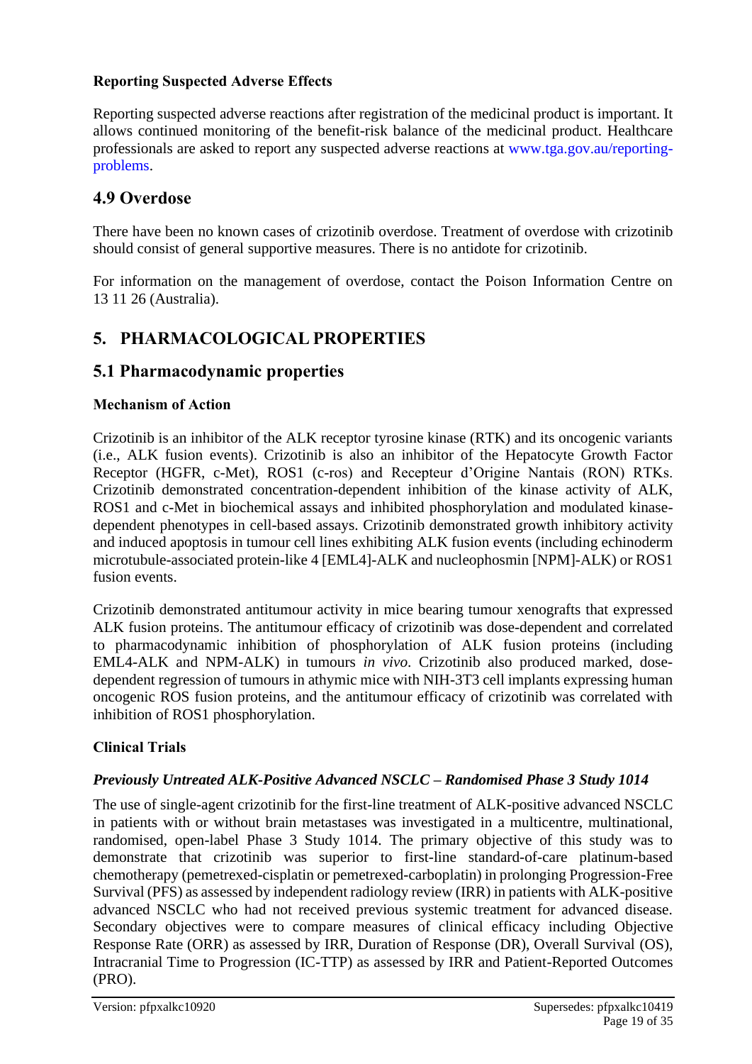**Reporting Suspected Adverse Effects**

Reporting suspected adverse reactions after registration of the medicinal product is important. It allows continued monitoring of the benefit-risk balance of the medicinal product. Healthcare professionals are asked to report any suspected adverse reactions at www.tga.gov.au/reporting-problems.

## 4.9 Overdose

There have been no known cases of crizotinib overdose. Treatment of overdose with crizotinib should consist of general supportive measures. There is no antidote for crizotinib.

For information on the management of overdose, contact the Poison Information Centre on 13 11 26 (Australia).

# 5. PHARMACOLOGICAL PROPERTIES

## 5.1 Pharmacodynamic properties

**Mechanism of Action**

Crizotinib is an inhibitor of the ALK receptor tyrosine kinase (RTK) and its oncogenic variants (i.e., ALK fusion events). Crizotinib is also an inhibitor of the Hepatocyte Growth Factor Receptor (HGFR, c-Met), ROS1 (c-ros) and Recepteur d'Origine Nantais (RON) RTKs. Crizotinib demonstrated concentration-dependent inhibition of the kinase activity of ALK, ROS1 and c-Met in biochemical assays and inhibited phosphorylation and modulated kinase-dependent phenotypes in cell-based assays. Crizotinib demonstrated growth inhibitory activity and induced apoptosis in tumour cell lines exhibiting ALK fusion events (including echinoderm microtubule-associated protein-like 4 [EML4]-ALK and nucleophosmin [NPM]-ALK) or ROS1 fusion events.

Crizotinib demonstrated antitumour activity in mice bearing tumour xenografts that expressed ALK fusion proteins. The antitumour efficacy of crizotinib was dose-dependent and correlated to pharmacodynamic inhibition of phosphorylation of ALK fusion proteins (including EML4-ALK and NPM-ALK) in tumours *in vivo*. Crizotinib also produced marked, dose-dependent regression of tumours in athymic mice with NIH-3T3 cell implants expressing human oncogenic ROS fusion proteins, and the antitumour efficacy of crizotinib was correlated with inhibition of ROS1 phosphorylation.

**Clinical Trials**

***Previously Untreated ALK-Positive Advanced NSCLC – Randomised Phase 3 Study 1014***

The use of single-agent crizotinib for the first-line treatment of ALK-positive advanced NSCLC in patients with or without brain metastases was investigated in a multicentre, multinational, randomised, open-label Phase 3 Study 1014. The primary objective of this study was to demonstrate that crizotinib was superior to first-line standard-of-care platinum-based chemotherapy (pemetrexed-cisplatin or pemetrexed-carboplatin) in prolonging Progression-Free Survival (PFS) as assessed by independent radiology review (IRR) in patients with ALK-positive advanced NSCLC who had not received previous systemic treatment for advanced disease. Secondary objectives were to compare measures of clinical efficacy including Objective Response Rate (ORR) as assessed by IRR, Duration of Response (DR), Overall Survival (OS), Intracranial Time to Progression (IC-TTP) as assessed by IRR and Patient-Reported Outcomes (PRO).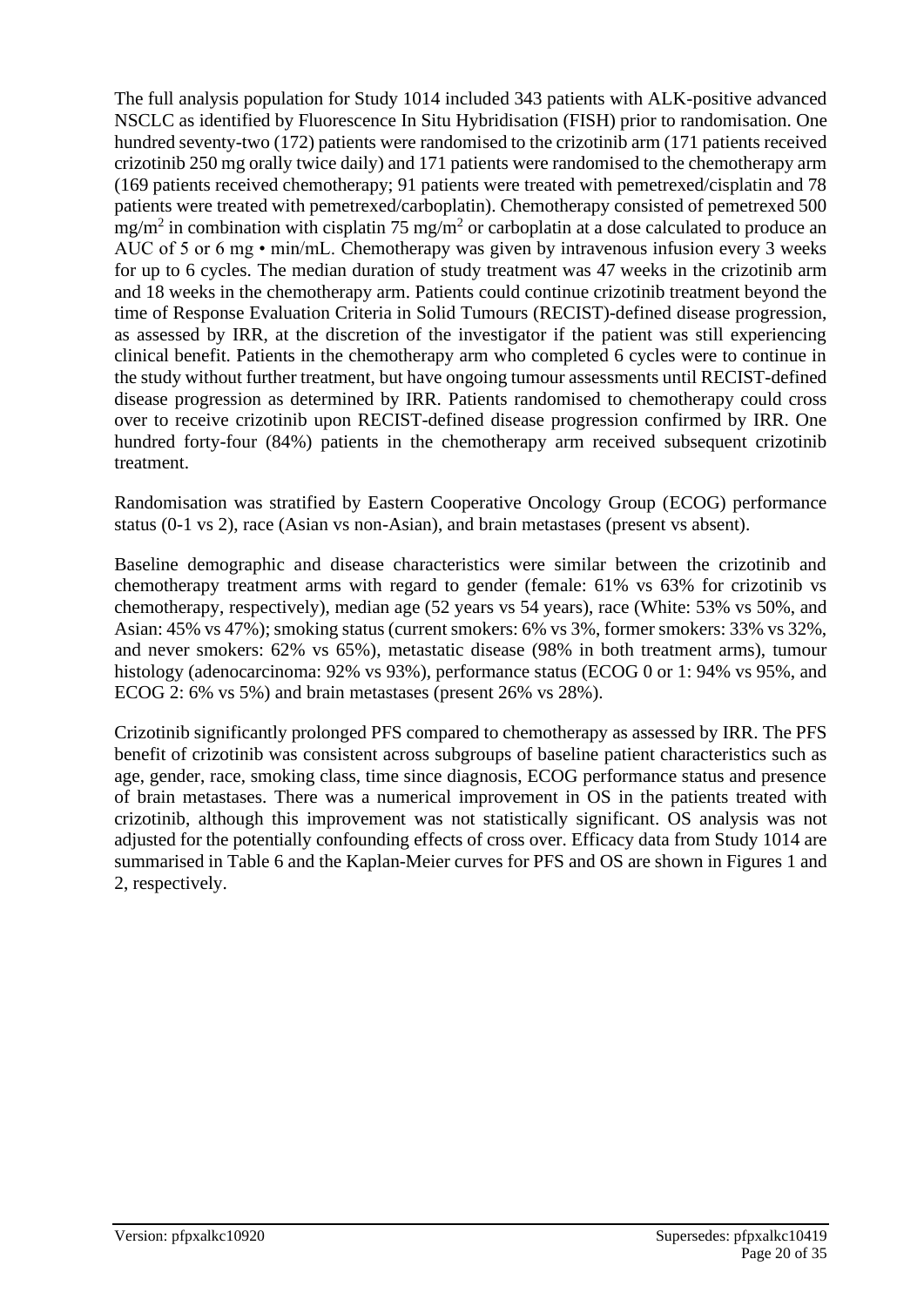The full analysis population for Study 1014 included 343 patients with ALK-positive advanced NSCLC as identified by Fluorescence In Situ Hybridisation (FISH) prior to randomisation. One hundred seventy-two (172) patients were randomised to the crizotinib arm (171 patients received crizotinib 250 mg orally twice daily) and 171 patients were randomised to the chemotherapy arm (169 patients received chemotherapy; 91 patients were treated with pemetrexed/cisplatin and 78 patients were treated with pemetrexed/carboplatin). Chemotherapy consisted of pemetrexed 500 $mg/m^2$ in combination with cisplatin 75 $mg/m^2$ or carboplatin at a dose calculated to produce an AUC of 5 or 6 mg • min/mL. Chemotherapy was given by intravenous infusion every 3 weeks for up to 6 cycles. The median duration of study treatment was 47 weeks in the crizotinib arm and 18 weeks in the chemotherapy arm. Patients could continue crizotinib treatment beyond the time of Response Evaluation Criteria in Solid Tumours (RECIST)-defined disease progression, as assessed by IRR, at the discretion of the investigator if the patient was still experiencing clinical benefit. Patients in the chemotherapy arm who completed 6 cycles were to continue in the study without further treatment, but have ongoing tumour assessments until RECIST-defined disease progression as determined by IRR. Patients randomised to chemotherapy could cross over to receive crizotinib upon RECIST-defined disease progression confirmed by IRR. One hundred forty-four (84%) patients in the chemotherapy arm received subsequent crizotinib treatment.

Randomisation was stratified by Eastern Cooperative Oncology Group (ECOG) performance status (0-1 vs 2), race (Asian vs non-Asian), and brain metastases (present vs absent).

Baseline demographic and disease characteristics were similar between the crizotinib and chemotherapy treatment arms with regard to gender (female: 61% vs 63% for crizotinib vs chemotherapy, respectively), median age (52 years vs 54 years), race (White: 53% vs 50%, and Asian: 45% vs 47%); smoking status (current smokers: 6% vs 3%, former smokers: 33% vs 32%, and never smokers: 62% vs 65%), metastatic disease (98% in both treatment arms), tumour histology (adenocarcinoma: 92% vs 93%), performance status (ECOG 0 or 1: 94% vs 95%, and ECOG 2: 6% vs 5%) and brain metastases (present 26% vs 28%).

Crizotinib significantly prolonged PFS compared to chemotherapy as assessed by IRR. The PFS benefit of crizotinib was consistent across subgroups of baseline patient characteristics such as age, gender, race, smoking class, time since diagnosis, ECOG performance status and presence of brain metastases. There was a numerical improvement in OS in the patients treated with crizotinib, although this improvement was not statistically significant. OS analysis was not adjusted for the potentially confounding effects of cross over. Efficacy data from Study 1014 are summarised in Table 6 and the Kaplan-Meier curves for PFS and OS are shown in Figures 1 and 2, respectively.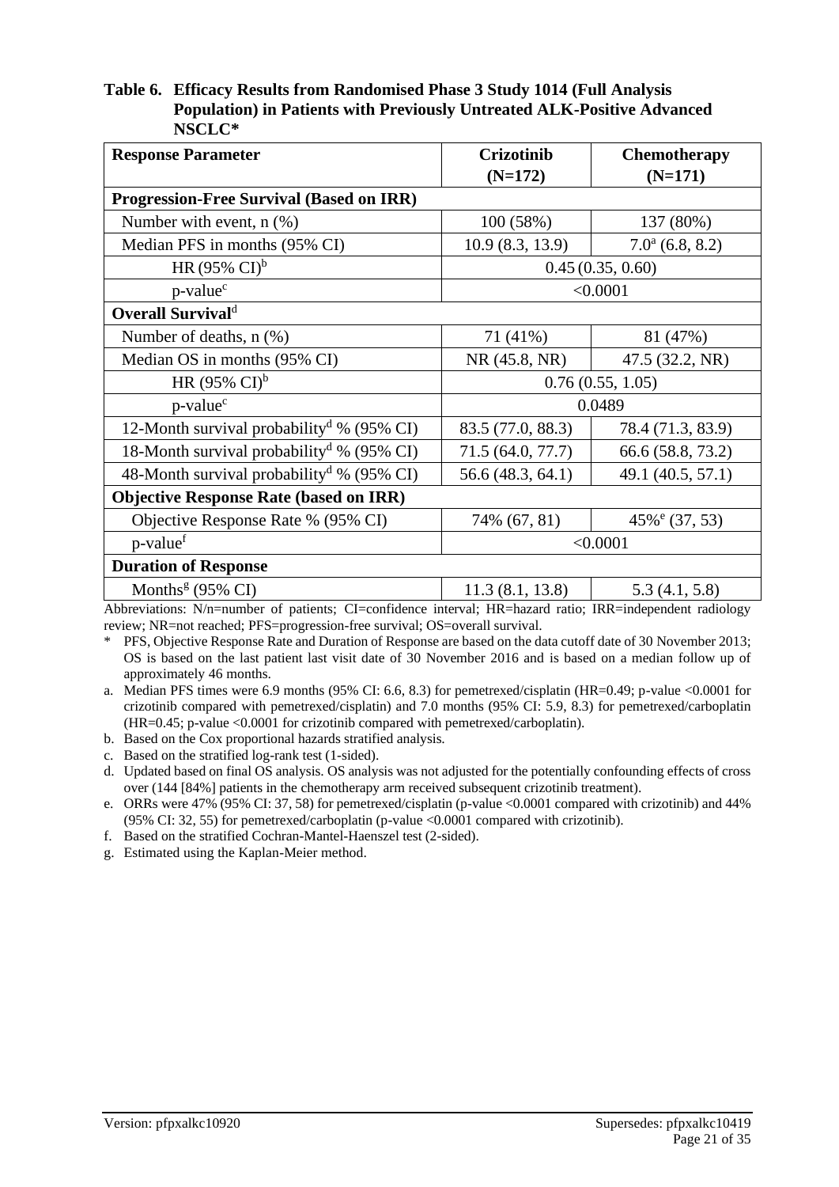**Table 6. Efficacy Results from Randomised Phase 3 Study 1014 (Full Analysis Population) in Patients with Previously Untreated ALK-Positive Advanced NSCLC***

| Response Parameter | Crizotinib (N=172) | Chemotherapy (N=171) |
|---|---|---|
| **Progression-Free Survival (Based on IRR)** | | |
| Number with event, n (%) | 100 (58%) | 137 (80%) |
| Median PFS in months (95% CI) | 10.9 (8.3, 13.9) | 7.0[a] (6.8, 8.2) |
| HR (95% CI)[b] | 0.45 (0.35, 0.60) | |
| p-value[c] | <0.0001 | |
| **Overall Survival**[d] | | |
| Number of deaths, n (%) | 71 (41%) | 81 (47%) |
| Median OS in months (95% CI) | NR (45.8, NR) | 47.5 (32.2, NR) |
| HR (95% CI)[b] | 0.76 (0.55, 1.05) | |
| p-value[c] | 0.0489 | |
| 12-Month survival probability[d] % (95% CI) | 83.5 (77.0, 88.3) | 78.4 (71.3, 83.9) |
| 18-Month survival probability[d] % (95% CI) | 71.5 (64.0, 77.7) | 66.6 (58.8, 73.2) |
| 48-Month survival probability[d] % (95% CI) | 56.6 (48.3, 64.1) | 49.1 (40.5, 57.1) |
| **Objective Response Rate (based on IRR)** | | |
| Objective Response Rate % (95% CI) | 74% (67, 81) | 45%[e] (37, 53) |
| p-value[f] | <0.0001 | |
| **Duration of Response** | | |
| Months[g] (95% CI) | 11.3 (8.1, 13.8) | 5.3 (4.1, 5.8) |

Abbreviations: N/n=number of patients; CI=confidence interval; HR=hazard ratio; IRR=independent radiology review; NR=not reached; PFS=progression-free survival; OS=overall survival.

\* PFS, Objective Response Rate and Duration of Response are based on the data cutoff date of 30 November 2013; OS is based on the last patient last visit date of 30 November 2016 and is based on a median follow up of approximately 46 months.

a. Median PFS times were 6.9 months (95% CI: 6.6, 8.3) for pemetrexed/cisplatin (HR=0.49; p-value <0.0001 for crizotinib compared with pemetrexed/cisplatin) and 7.0 months (95% CI: 5.9, 8.3) for pemetrexed/carboplatin (HR=0.45; p-value <0.0001 for crizotinib compared with pemetrexed/carboplatin).

b. Based on the Cox proportional hazards stratified analysis.

c. Based on the stratified log-rank test (1-sided).

d. Updated based on final OS analysis. OS analysis was not adjusted for the potentially confounding effects of cross over (144 [84%] patients in the chemotherapy arm received subsequent crizotinib treatment).

e. ORRs were 47% (95% CI: 37, 58) for pemetrexed/cisplatin (p-value <0.0001 compared with crizotinib) and 44% (95% CI: 32, 55) for pemetrexed/carboplatin (p-value <0.0001 compared with crizotinib).

f. Based on the stratified Cochran-Mantel-Haenszel test (2-sided).

g. Estimated using the Kaplan-Meier method.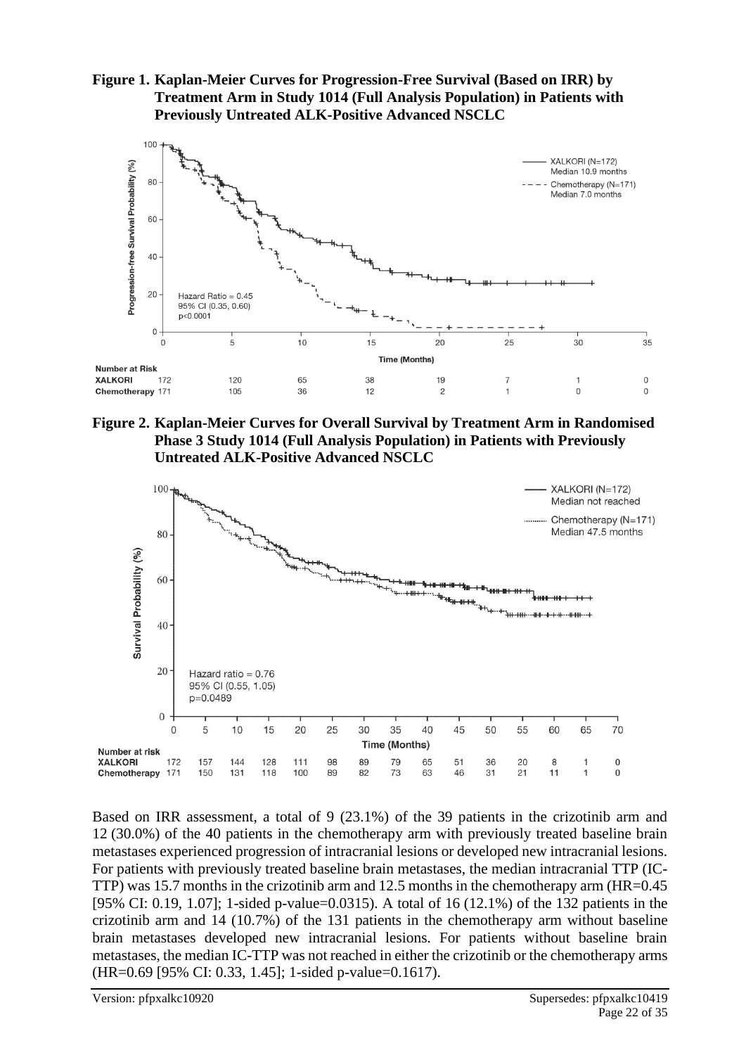**Figure 1. Kaplan-Meier Curves for Progression-Free Survival (Based on IRR) by Treatment Arm in Study 1014 (Full Analysis Population) in Patients with Previously Untreated ALK-Positive Advanced NSCLC**

**Figure 2. Kaplan-Meier Curves for Overall Survival by Treatment Arm in Randomised Phase 3 Study 1014 (Full Analysis Population) in Patients with Previously Untreated ALK-Positive Advanced NSCLC**

Based on IRR assessment, a total of 9 (23.1%) of the 39 patients in the crizotinib arm and 12 (30.0%) of the 40 patients in the chemotherapy arm with previously treated baseline brain metastases experienced progression of intracranial lesions or developed new intracranial lesions. For patients with previously treated baseline brain metastases, the median intracranial TTP (IC-TTP) was 15.7 months in the crizotinib arm and 12.5 months in the chemotherapy arm (HR=0.45 [95% CI: 0.19, 1.07]; 1-sided p-value=0.0315). A total of 16 (12.1%) of the 132 patients in the crizotinib arm and 14 (10.7%) of the 131 patients in the chemotherapy arm without baseline brain metastases developed new intracranial lesions. For patients without baseline brain metastases, the median IC-TTP was not reached in either the crizotinib or the chemotherapy arms (HR=0.69 [95% CI: 0.33, 1.45]; 1-sided p-value=0.1617).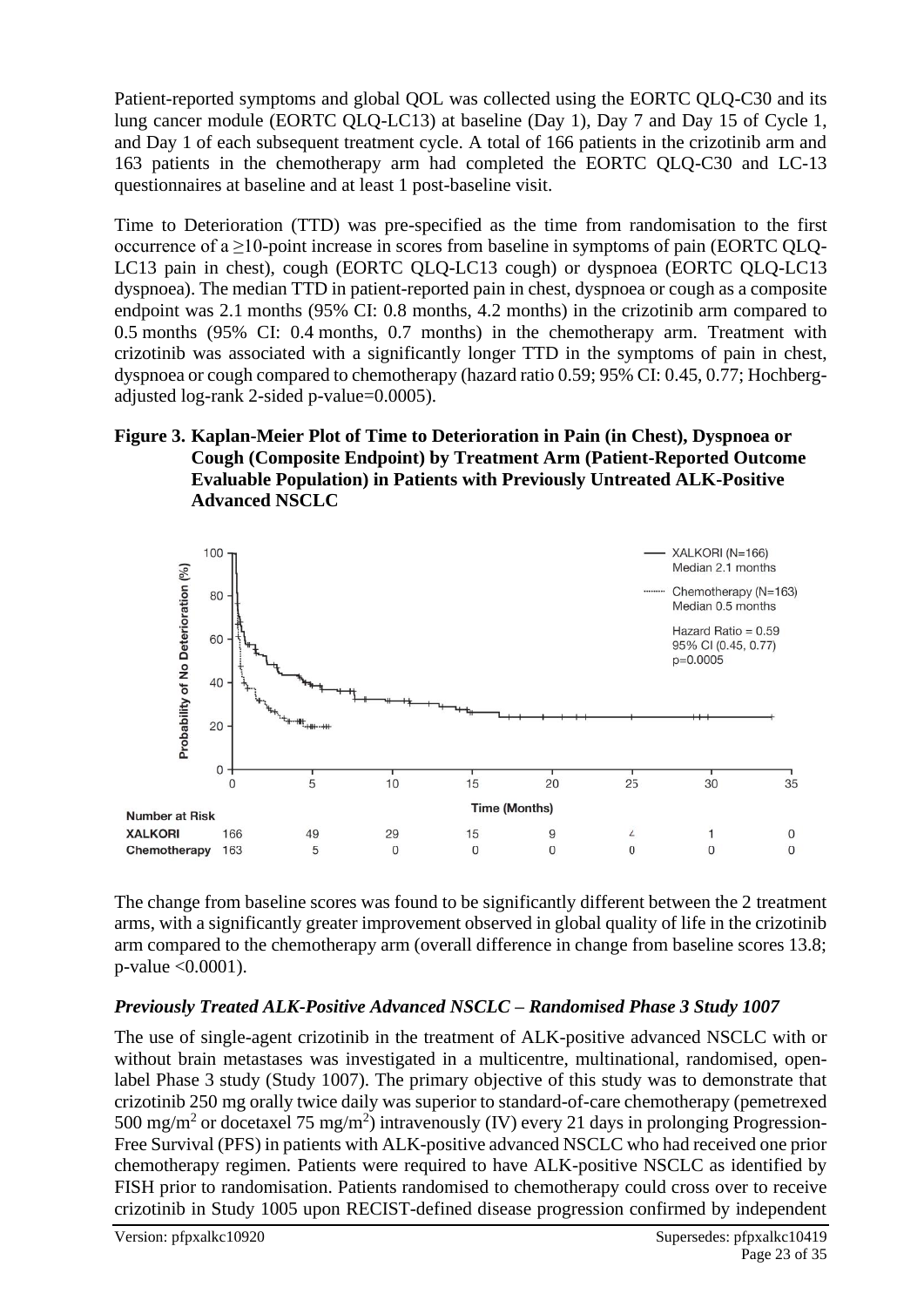Patient-reported symptoms and global QOL was collected using the EORTC QLQ-C30 and its lung cancer module (EORTC QLQ-LC13) at baseline (Day 1), Day 7 and Day 15 of Cycle 1, and Day 1 of each subsequent treatment cycle. A total of 166 patients in the crizotinib arm and 163 patients in the chemotherapy arm had completed the EORTC QLQ-C30 and LC-13 questionnaires at baseline and at least 1 post-baseline visit.

Time to Deterioration (TTD) was pre-specified as the time from randomisation to the first occurrence of a ≥10-point increase in scores from baseline in symptoms of pain (EORTC QLQ-LC13 pain in chest), cough (EORTC QLQ-LC13 cough) or dyspnoea (EORTC QLQ-LC13 dyspnoea). The median TTD in patient-reported pain in chest, dyspnoea or cough as a composite endpoint was 2.1 months (95% CI: 0.8 months, 4.2 months) in the crizotinib arm compared to 0.5 months (95% CI: 0.4 months, 0.7 months) in the chemotherapy arm. Treatment with crizotinib was associated with a significantly longer TTD in the symptoms of pain in chest, dyspnoea or cough compared to chemotherapy (hazard ratio 0.59; 95% CI: 0.45, 0.77; Hochberg-adjusted log-rank 2-sided p-value=0.0005).

**Figure 3. Kaplan-Meier Plot of Time to Deterioration in Pain (in Chest), Dyspnoea or Cough (Composite Endpoint) by Treatment Arm (Patient-Reported Outcome Evaluable Population) in Patients with Previously Untreated ALK-Positive Advanced NSCLC**

| Number at Risk | 0 | 5 | 10 | 15 | 20 | 25 | 30 | 35 |
|---|---|---|---|---|---|---|---|---|
| XALKORI | 166 | 49 | 29 | 15 | 9 | 4 | 1 | 0 |
| Chemotherapy | 163 | 5 | 0 | 0 | 0 | 0 | 0 | 0 |

The change from baseline scores was found to be significantly different between the 2 treatment arms, with a significantly greater improvement observed in global quality of life in the crizotinib arm compared to the chemotherapy arm (overall difference in change from baseline scores 13.8; p-value <0.0001).

### *Previously Treated ALK-Positive Advanced NSCLC – Randomised Phase 3 Study 1007*

The use of single-agent crizotinib in the treatment of ALK-positive advanced NSCLC with or without brain metastases was investigated in a multicentre, multinational, randomised, open-label Phase 3 study (Study 1007). The primary objective of this study was to demonstrate that crizotinib 250 mg orally twice daily was superior to standard-of-care chemotherapy (pemetrexed 500 mg/m$^2$ or docetaxel 75 mg/m$^2$) intravenously (IV) every 21 days in prolonging Progression-Free Survival (PFS) in patients with ALK-positive advanced NSCLC who had received one prior chemotherapy regimen. Patients were required to have ALK-positive NSCLC as identified by FISH prior to randomisation. Patients randomised to chemotherapy could cross over to receive crizotinib in Study 1005 upon RECIST-defined disease progression confirmed by independent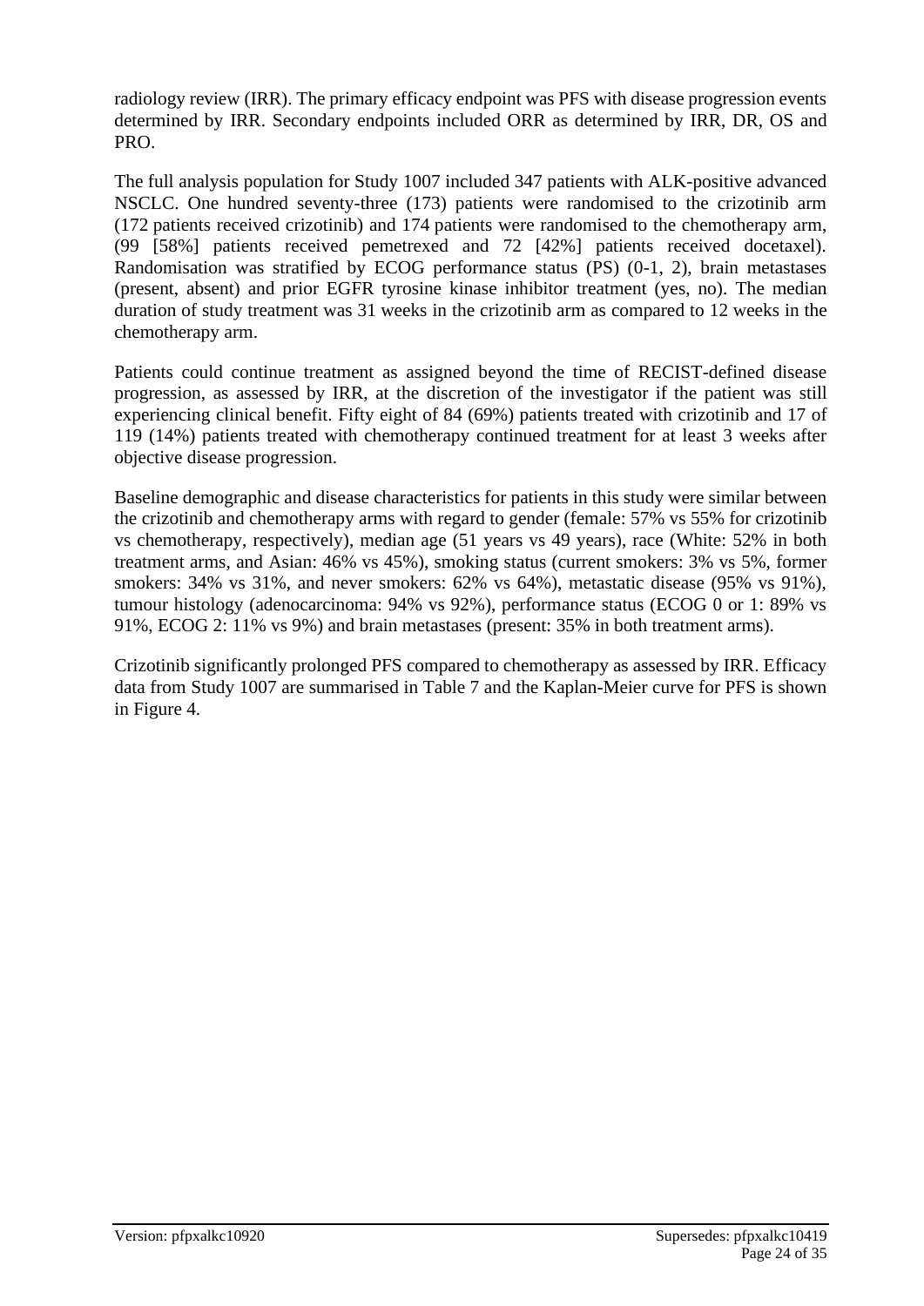radiology review (IRR). The primary efficacy endpoint was PFS with disease progression events determined by IRR. Secondary endpoints included ORR as determined by IRR, DR, OS and PRO.

The full analysis population for Study 1007 included 347 patients with ALK-positive advanced NSCLC. One hundred seventy-three (173) patients were randomised to the crizotinib arm (172 patients received crizotinib) and 174 patients were randomised to the chemotherapy arm, (99 [58%] patients received pemetrexed and 72 [42%] patients received docetaxel). Randomisation was stratified by ECOG performance status (PS) (0-1, 2), brain metastases (present, absent) and prior EGFR tyrosine kinase inhibitor treatment (yes, no). The median duration of study treatment was 31 weeks in the crizotinib arm as compared to 12 weeks in the chemotherapy arm.

Patients could continue treatment as assigned beyond the time of RECIST-defined disease progression, as assessed by IRR, at the discretion of the investigator if the patient was still experiencing clinical benefit. Fifty eight of 84 (69%) patients treated with crizotinib and 17 of 119 (14%) patients treated with chemotherapy continued treatment for at least 3 weeks after objective disease progression.

Baseline demographic and disease characteristics for patients in this study were similar between the crizotinib and chemotherapy arms with regard to gender (female: 57% vs 55% for crizotinib vs chemotherapy, respectively), median age (51 years vs 49 years), race (White: 52% in both treatment arms, and Asian: 46% vs 45%), smoking status (current smokers: 3% vs 5%, former smokers: 34% vs 31%, and never smokers: 62% vs 64%), metastatic disease (95% vs 91%), tumour histology (adenocarcinoma: 94% vs 92%), performance status (ECOG 0 or 1: 89% vs 91%, ECOG 2: 11% vs 9%) and brain metastases (present: 35% in both treatment arms).

Crizotinib significantly prolonged PFS compared to chemotherapy as assessed by IRR. Efficacy data from Study 1007 are summarised in Table 7 and the Kaplan-Meier curve for PFS is shown in Figure 4.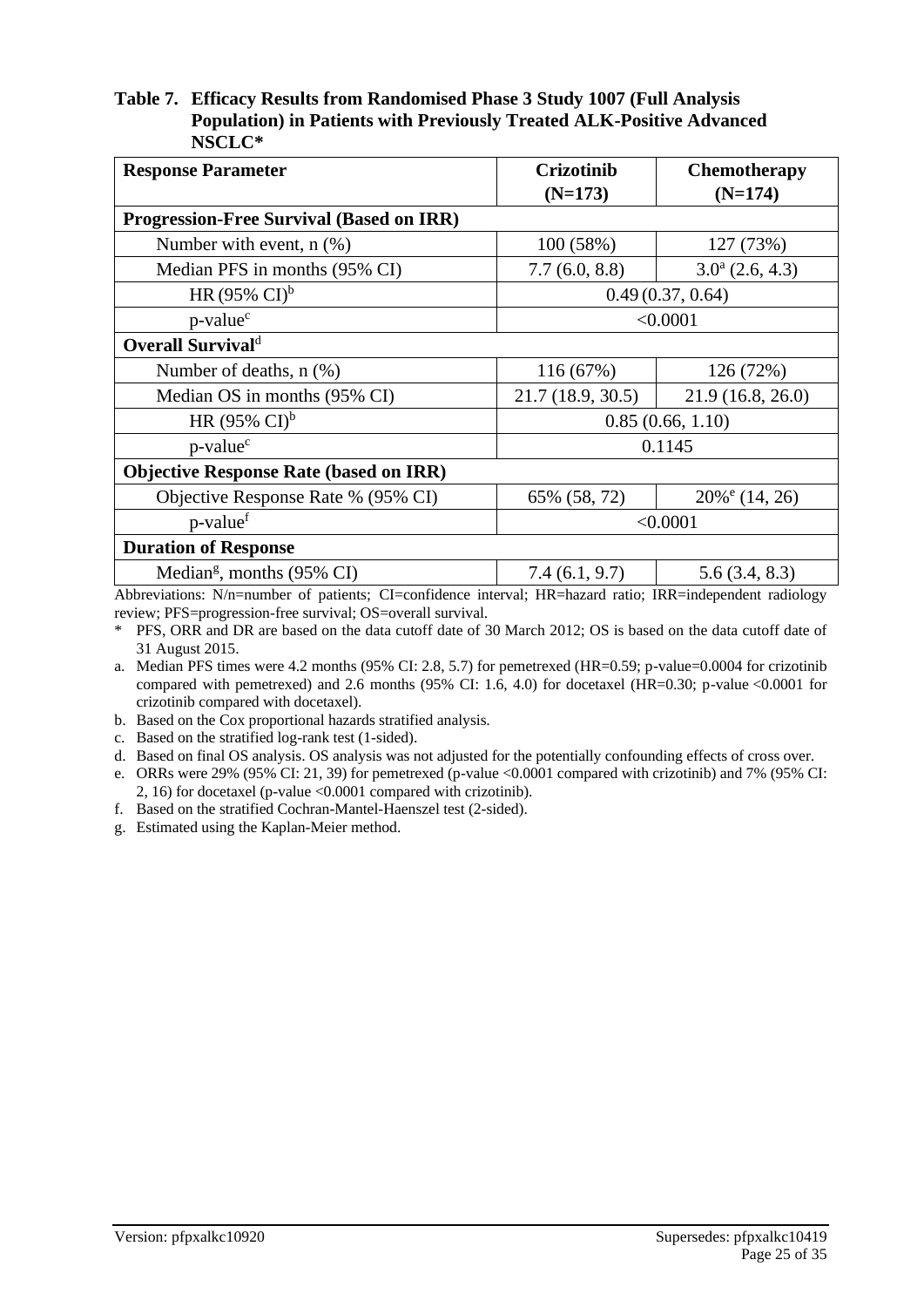**Table 7. Efficacy Results from Randomised Phase 3 Study 1007 (Full Analysis Population) in Patients with Previously Treated ALK-Positive Advanced NSCLC***

| Response Parameter | Crizotinib (N=173) | Chemotherapy (N=174) |
|---|---|---|
| **Progression-Free Survival (Based on IRR)** | | |
| Number with event, n (%) | 100 (58%) | 127 (73%) |
| Median PFS in months (95% CI) | 7.7 (6.0, 8.8) | 3.0[a] (2.6, 4.3) |
| HR (95% CI)[b] | 0.49 (0.37, 0.64) | |
| p-value[c] | <0.0001 | |
| **Overall Survival**[d] | | |
| Number of deaths, n (%) | 116 (67%) | 126 (72%) |
| Median OS in months (95% CI) | 21.7 (18.9, 30.5) | 21.9 (16.8, 26.0) |
| HR (95% CI)[b] | 0.85 (0.66, 1.10) | |
| p-value[c] | 0.1145 | |
| **Objective Response Rate (based on IRR)** | | |
| Objective Response Rate % (95% CI) | 65% (58, 72) | 20%[e] (14, 26) |
| p-value[f] | <0.0001 | |
| **Duration of Response** | | |
| Median[g], months (95% CI) | 7.4 (6.1, 9.7) | 5.6 (3.4, 8.3) |

Abbreviations: N/n=number of patients; CI=confidence interval; HR=hazard ratio; IRR=independent radiology review; PFS=progression-free survival; OS=overall survival.

\* PFS, ORR and DR are based on the data cutoff date of 30 March 2012; OS is based on the data cutoff date of 31 August 2015.

a. Median PFS times were 4.2 months (95% CI: 2.8, 5.7) for pemetrexed (HR=0.59; p-value=0.0004 for crizotinib compared with pemetrexed) and 2.6 months (95% CI: 1.6, 4.0) for docetaxel (HR=0.30; p-value <0.0001 for crizotinib compared with docetaxel).

b. Based on the Cox proportional hazards stratified analysis.

c. Based on the stratified log-rank test (1-sided).

d. Based on final OS analysis. OS analysis was not adjusted for the potentially confounding effects of cross over.

e. ORRs were 29% (95% CI: 21, 39) for pemetrexed (p-value <0.0001 compared with crizotinib) and 7% (95% CI: 2, 16) for docetaxel (p-value <0.0001 compared with crizotinib).

f. Based on the stratified Cochran-Mantel-Haenszel test (2-sided).

g. Estimated using the Kaplan-Meier method.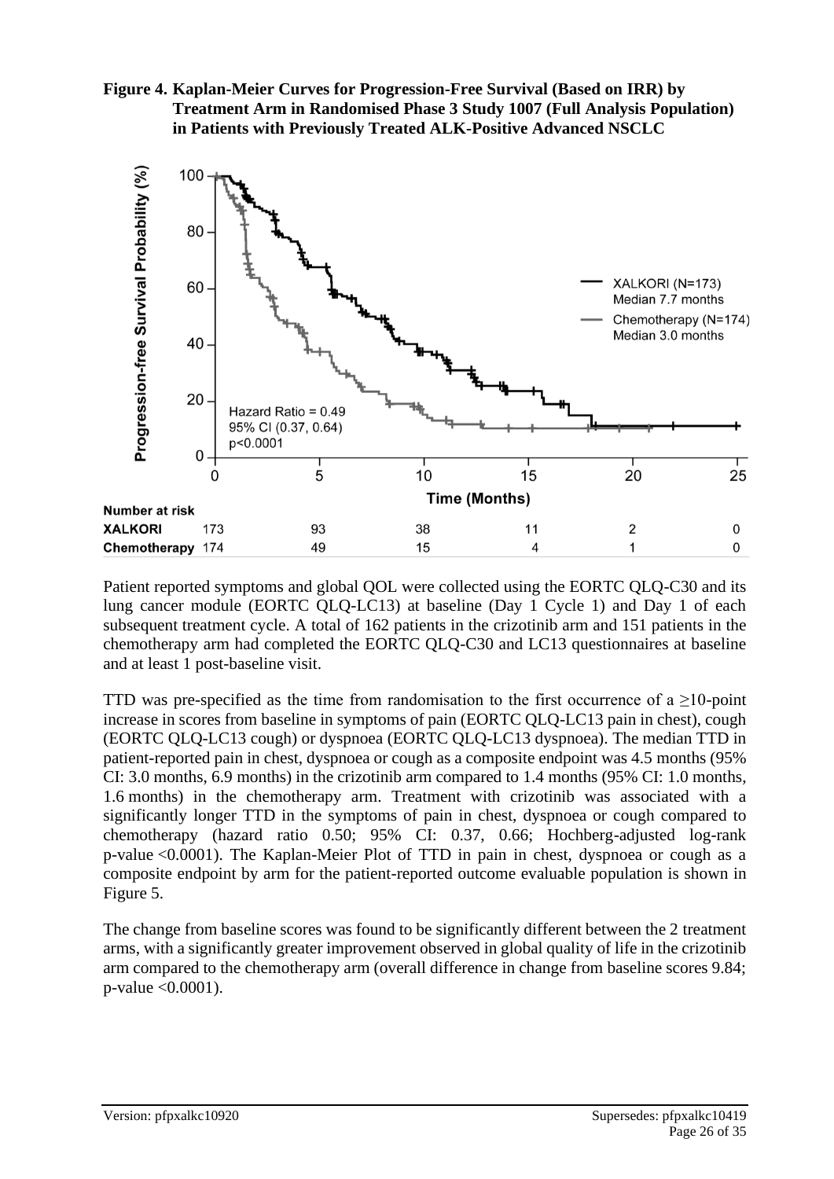**Figure 4. Kaplan-Meier Curves for Progression-Free Survival (Based on IRR) by Treatment Arm in Randomised Phase 3 Study 1007 (Full Analysis Population) in Patients with Previously Treated ALK-Positive Advanced NSCLC**

| Number at risk | 0 | 5 | 10 | 15 | 20 | 25 |
|---|---|---|---|---|---|---|
| XALKORI | 173 | 93 | 38 | 11 | 2 | 0 |
| Chemotherapy | 174 | 49 | 15 | 4 | 1 | 0 |

Patient reported symptoms and global QOL were collected using the EORTC QLQ-C30 and its lung cancer module (EORTC QLQ-LC13) at baseline (Day 1 Cycle 1) and Day 1 of each subsequent treatment cycle. A total of 162 patients in the crizotinib arm and 151 patients in the chemotherapy arm had completed the EORTC QLQ-C30 and LC13 questionnaires at baseline and at least 1 post-baseline visit.

TTD was pre-specified as the time from randomisation to the first occurrence of a $\geq$10-point increase in scores from baseline in symptoms of pain (EORTC QLQ-LC13 pain in chest), cough (EORTC QLQ-LC13 cough) or dyspnoea (EORTC QLQ-LC13 dyspnoea). The median TTD in patient-reported pain in chest, dyspnoea or cough as a composite endpoint was 4.5 months (95% CI: 3.0 months, 6.9 months) in the crizotinib arm compared to 1.4 months (95% CI: 1.0 months, 1.6 months) in the chemotherapy arm. Treatment with crizotinib was associated with a significantly longer TTD in the symptoms of pain in chest, dyspnoea or cough compared to chemotherapy (hazard ratio 0.50; 95% CI: 0.37, 0.66; Hochberg-adjusted log-rank p-value <0.0001). The Kaplan-Meier Plot of TTD in pain in chest, dyspnoea or cough as a composite endpoint by arm for the patient-reported outcome evaluable population is shown in Figure 5.

The change from baseline scores was found to be significantly different between the 2 treatment arms, with a significantly greater improvement observed in global quality of life in the crizotinib arm compared to the chemotherapy arm (overall difference in change from baseline scores 9.84; p-value <0.0001).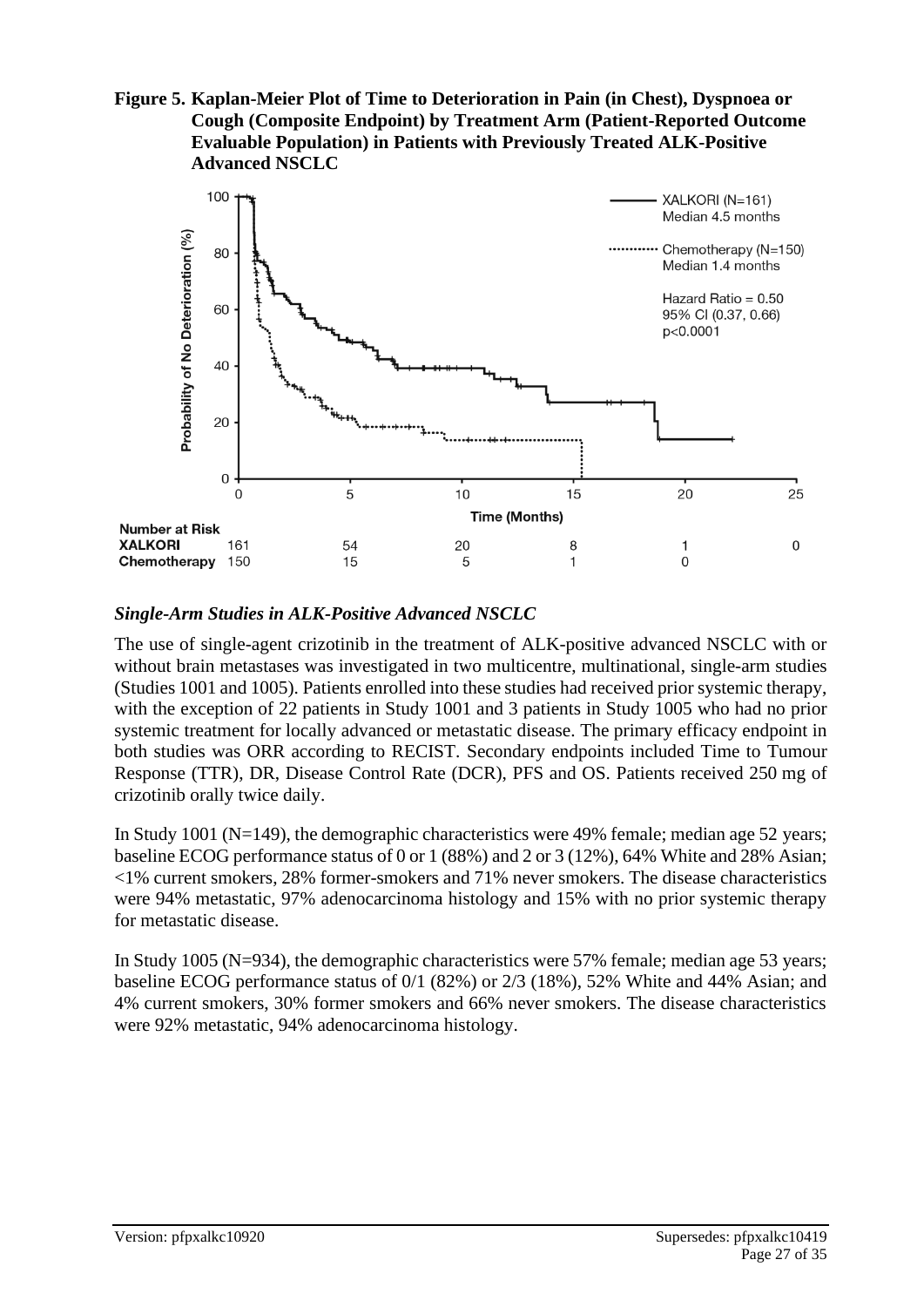**Figure 5. Kaplan-Meier Plot of Time to Deterioration in Pain (in Chest), Dyspnoea or Cough (Composite Endpoint) by Treatment Arm (Patient-Reported Outcome Evaluable Population) in Patients with Previously Treated ALK-Positive Advanced NSCLC**

XALKORI (N=161) Median 4.5 months

Chemotherapy (N=150) Median 1.4 months

Hazard Ratio = 0.50
95% CI (0.37, 0.66)
p<0.0001

| Number at Risk | 0 | 5 | 10 | 15 | 20 | 25 |
|---|---|---|---|---|---|---|
| XALKORI | 161 | 54 | 20 | 8 | 1 | 0 |
| Chemotherapy | 150 | 15 | 5 | 1 | 0 | |

### *Single-Arm Studies in ALK-Positive Advanced NSCLC*

The use of single-agent crizotinib in the treatment of ALK-positive advanced NSCLC with or without brain metastases was investigated in two multicentre, multinational, single-arm studies (Studies 1001 and 1005). Patients enrolled into these studies had received prior systemic therapy, with the exception of 22 patients in Study 1001 and 3 patients in Study 1005 who had no prior systemic treatment for locally advanced or metastatic disease. The primary efficacy endpoint in both studies was ORR according to RECIST. Secondary endpoints included Time to Tumour Response (TTR), DR, Disease Control Rate (DCR), PFS and OS. Patients received 250 mg of crizotinib orally twice daily.

In Study 1001 (N=149), the demographic characteristics were 49% female; median age 52 years; baseline ECOG performance status of 0 or 1 (88%) and 2 or 3 (12%), 64% White and 28% Asian; <1% current smokers, 28% former-smokers and 71% never smokers. The disease characteristics were 94% metastatic, 97% adenocarcinoma histology and 15% with no prior systemic therapy for metastatic disease.

In Study 1005 (N=934), the demographic characteristics were 57% female; median age 53 years; baseline ECOG performance status of 0/1 (82%) or 2/3 (18%), 52% White and 44% Asian; and 4% current smokers, 30% former smokers and 66% never smokers. The disease characteristics were 92% metastatic, 94% adenocarcinoma histology.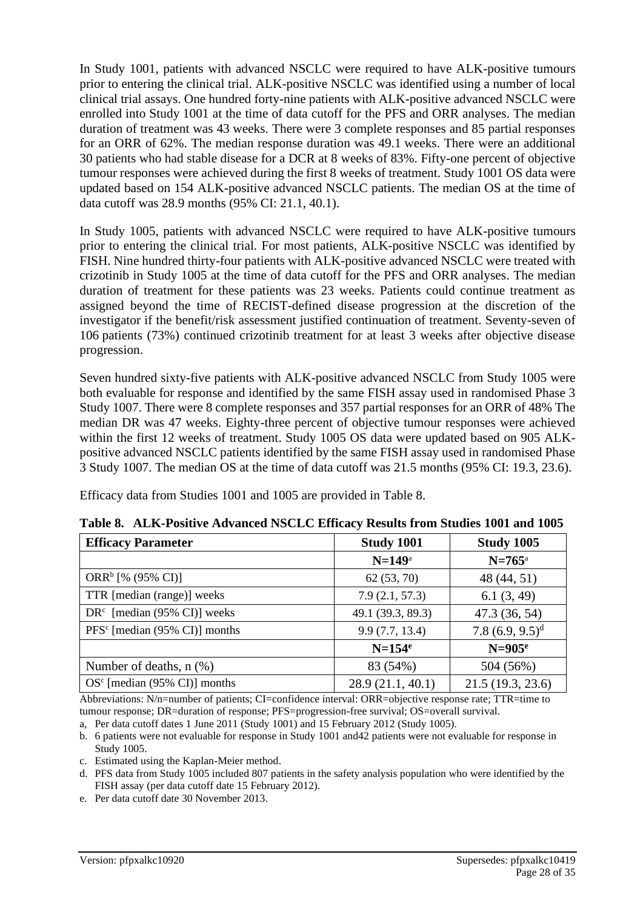In Study 1001, patients with advanced NSCLC were required to have ALK-positive tumours prior to entering the clinical trial. ALK-positive NSCLC was identified using a number of local clinical trial assays. One hundred forty-nine patients with ALK-positive advanced NSCLC were enrolled into Study 1001 at the time of data cutoff for the PFS and ORR analyses. The median duration of treatment was 43 weeks. There were 3 complete responses and 85 partial responses for an ORR of 62%. The median response duration was 49.1 weeks. There were an additional 30 patients who had stable disease for a DCR at 8 weeks of 83%. Fifty-one percent of objective tumour responses were achieved during the first 8 weeks of treatment. Study 1001 OS data were updated based on 154 ALK-positive advanced NSCLC patients. The median OS at the time of data cutoff was 28.9 months (95% CI: 21.1, 40.1).

In Study 1005, patients with advanced NSCLC were required to have ALK-positive tumours prior to entering the clinical trial. For most patients, ALK-positive NSCLC was identified by FISH. Nine hundred thirty-four patients with ALK-positive advanced NSCLC were treated with crizotinib in Study 1005 at the time of data cutoff for the PFS and ORR analyses. The median duration of treatment for these patients was 23 weeks. Patients could continue treatment as assigned beyond the time of RECIST-defined disease progression at the discretion of the investigator if the benefit/risk assessment justified continuation of treatment. Seventy-seven of 106 patients (73%) continued crizotinib treatment for at least 3 weeks after objective disease progression.

Seven hundred sixty-five patients with ALK-positive advanced NSCLC from Study 1005 were both evaluable for response and identified by the same FISH assay used in randomised Phase 3 Study 1007. There were 8 complete responses and 357 partial responses for an ORR of 48% The median DR was 47 weeks. Eighty-three percent of objective tumour responses were achieved within the first 12 weeks of treatment. Study 1005 OS data were updated based on 905 ALK-positive advanced NSCLC patients identified by the same FISH assay used in randomised Phase 3 Study 1007. The median OS at the time of data cutoff was 21.5 months (95% CI: 19.3, 23.6).

Efficacy data from Studies 1001 and 1005 are provided in Table 8.

**Table 8. ALK-Positive Advanced NSCLC Efficacy Results from Studies 1001 and 1005**

| Efficacy Parameter | Study 1001 | Study 1005 |
|---|---|---|
| | N=149[a] | N=765[a] |
| ORR[b] [% (95% CI)] | 62 (53, 70) | 48 (44, 51) |
| TTR [median (range)] weeks | 7.9 (2.1, 57.3) | 6.1 (3, 49) |
| DR[c] [median (95% CI)] weeks | 49.1 (39.3, 89.3) | 47.3 (36, 54) |
| PFS[c] [median (95% CI)] months | 9.9 (7.7, 13.4) | 7.8 (6.9, 9.5)[d] |
| | N=154[e] | N=905[e] |
| Number of deaths, n (%) | 83 (54%) | 504 (56%) |
| OS[c] [median (95% CI)] months | 28.9 (21.1, 40.1) | 21.5 (19.3, 23.6) |

Abbreviations: N/n=number of patients; CI=confidence interval: ORR=objective response rate; TTR=time to tumour response; DR=duration of response; PFS=progression-free survival; OS=overall survival.

a, Per data cutoff dates 1 June 2011 (Study 1001) and 15 February 2012 (Study 1005).

b. 6 patients were not evaluable for response in Study 1001 and42 patients were not evaluable for response in Study 1005.

c. Estimated using the Kaplan-Meier method.

d. PFS data from Study 1005 included 807 patients in the safety analysis population who were identified by the FISH assay (per data cutoff date 15 February 2012).

e. Per data cutoff date 30 November 2013.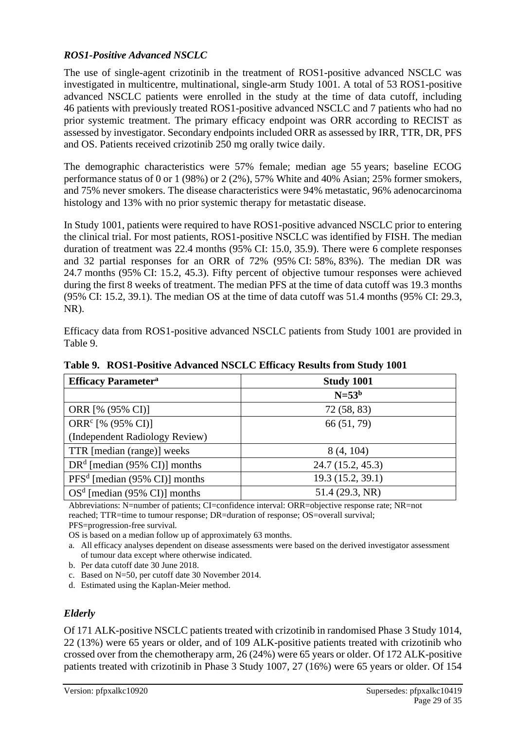### *ROS1-Positive Advanced NSCLC*

The use of single-agent crizotinib in the treatment of ROS1-positive advanced NSCLC was investigated in multicentre, multinational, single-arm Study 1001. A total of 53 ROS1-positive advanced NSCLC patients were enrolled in the study at the time of data cutoff, including 46 patients with previously treated ROS1-positive advanced NSCLC and 7 patients who had no prior systemic treatment. The primary efficacy endpoint was ORR according to RECIST as assessed by investigator. Secondary endpoints included ORR as assessed by IRR, TTR, DR, PFS and OS. Patients received crizotinib 250 mg orally twice daily.

The demographic characteristics were 57% female; median age 55 years; baseline ECOG performance status of 0 or 1 (98%) or 2 (2%), 57% White and 40% Asian; 25% former smokers, and 75% never smokers. The disease characteristics were 94% metastatic, 96% adenocarcinoma histology and 13% with no prior systemic therapy for metastatic disease.

In Study 1001, patients were required to have ROS1-positive advanced NSCLC prior to entering the clinical trial. For most patients, ROS1-positive NSCLC was identified by FISH. The median duration of treatment was 22.4 months (95% CI: 15.0, 35.9). There were 6 complete responses and 32 partial responses for an ORR of 72% (95% CI: 58%, 83%). The median DR was 24.7 months (95% CI: 15.2, 45.3). Fifty percent of objective tumour responses were achieved during the first 8 weeks of treatment. The median PFS at the time of data cutoff was 19.3 months (95% CI: 15.2, 39.1). The median OS at the time of data cutoff was 51.4 months (95% CI: 29.3, NR).

Efficacy data from ROS1-positive advanced NSCLC patients from Study 1001 are provided in Table 9.

**Table 9. ROS1-Positive Advanced NSCLC Efficacy Results from Study 1001**

| **Efficacy Parameter[a]** | **Study 1001** |
|---|---|
| | **N=53[b]** |
| ORR [% (95% CI)] | 72 (58, 83) |
| ORR[c] [% (95% CI)] (Independent Radiology Review) | 66 (51, 79) |
| TTR [median (range)] weeks | 8 (4, 104) |
| DR[d] [median (95% CI)] months | 24.7 (15.2, 45.3) |
| PFS[d] [median (95% CI)] months | 19.3 (15.2, 39.1) |
| OS[d] [median (95% CI)] months | 51.4 (29.3, NR) |

Abbreviations: N=number of patients; CI=confidence interval: ORR=objective response rate; NR=not reached; TTR=time to tumour response; DR=duration of response; OS=overall survival; PFS=progression-free survival.

OS is based on a median follow up of approximately 63 months.

a. All efficacy analyses dependent on disease assessments were based on the derived investigator assessment of tumour data except where otherwise indicated.

b. Per data cutoff date 30 June 2018.

c. Based on N=50, per cutoff date 30 November 2014.

d. Estimated using the Kaplan-Meier method.

### *Elderly*

Of 171 ALK-positive NSCLC patients treated with crizotinib in randomised Phase 3 Study 1014, 22 (13%) were 65 years or older, and of 109 ALK-positive patients treated with crizotinib who crossed over from the chemotherapy arm, 26 (24%) were 65 years or older. Of 172 ALK-positive patients treated with crizotinib in Phase 3 Study 1007, 27 (16%) were 65 years or older. Of 154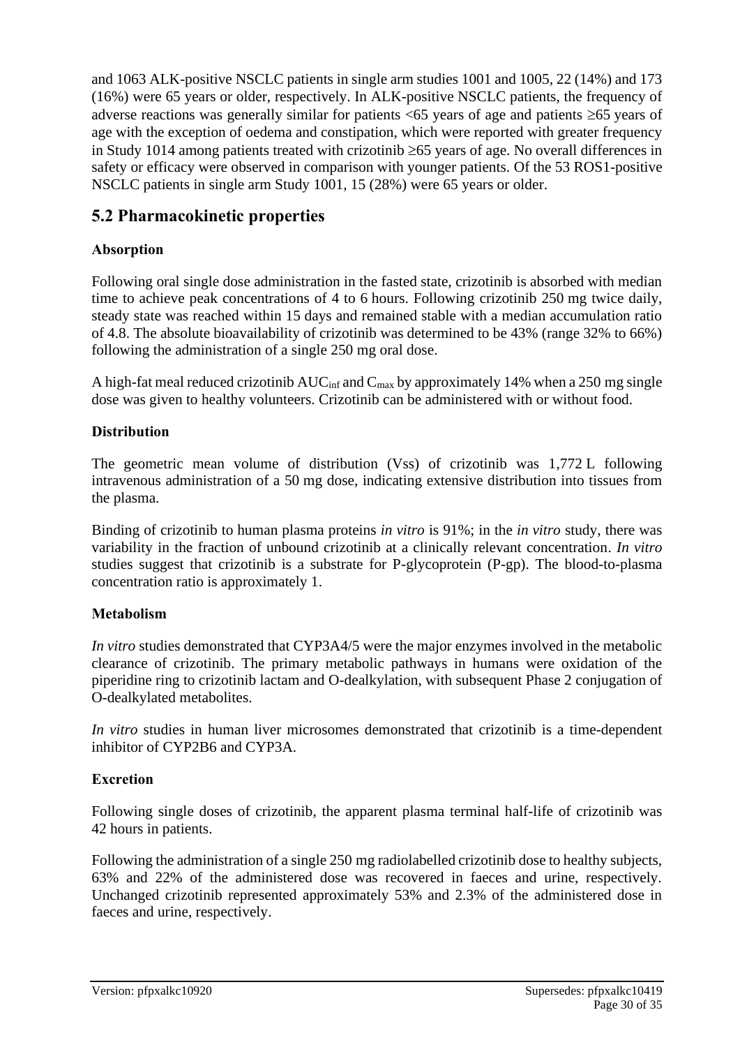and 1063 ALK-positive NSCLC patients in single arm studies 1001 and 1005, 22 (14%) and 173 (16%) were 65 years or older, respectively. In ALK-positive NSCLC patients, the frequency of adverse reactions was generally similar for patients <65 years of age and patients ≥65 years of age with the exception of oedema and constipation, which were reported with greater frequency in Study 1014 among patients treated with crizotinib ≥65 years of age. No overall differences in safety or efficacy were observed in comparison with younger patients. Of the 53 ROS1-positive NSCLC patients in single arm Study 1001, 15 (28%) were 65 years or older.

## 5.2 Pharmacokinetic properties

### Absorption

Following oral single dose administration in the fasted state, crizotinib is absorbed with median time to achieve peak concentrations of 4 to 6 hours. Following crizotinib 250 mg twice daily, steady state was reached within 15 days and remained stable with a median accumulation ratio of 4.8. The absolute bioavailability of crizotinib was determined to be 43% (range 32% to 66%) following the administration of a single 250 mg oral dose.

A high-fat meal reduced crizotinib $AUC_{inf}$ and $C_{max}$ by approximately 14% when a 250 mg single dose was given to healthy volunteers. Crizotinib can be administered with or without food.

### Distribution

The geometric mean volume of distribution (Vss) of crizotinib was 1,772 L following intravenous administration of a 50 mg dose, indicating extensive distribution into tissues from the plasma.

Binding of crizotinib to human plasma proteins *in vitro* is 91%; in the *in vitro* study, there was variability in the fraction of unbound crizotinib at a clinically relevant concentration. *In vitro* studies suggest that crizotinib is a substrate for P-glycoprotein (P-gp). The blood-to-plasma concentration ratio is approximately 1.

### Metabolism

*In vitro* studies demonstrated that CYP3A4/5 were the major enzymes involved in the metabolic clearance of crizotinib. The primary metabolic pathways in humans were oxidation of the piperidine ring to crizotinib lactam and O-dealkylation, with subsequent Phase 2 conjugation of O-dealkylated metabolites.

*In vitro* studies in human liver microsomes demonstrated that crizotinib is a time-dependent inhibitor of CYP2B6 and CYP3A.

### Excretion

Following single doses of crizotinib, the apparent plasma terminal half-life of crizotinib was 42 hours in patients.

Following the administration of a single 250 mg radiolabelled crizotinib dose to healthy subjects, 63% and 22% of the administered dose was recovered in faeces and urine, respectively. Unchanged crizotinib represented approximately 53% and 2.3% of the administered dose in faeces and urine, respectively.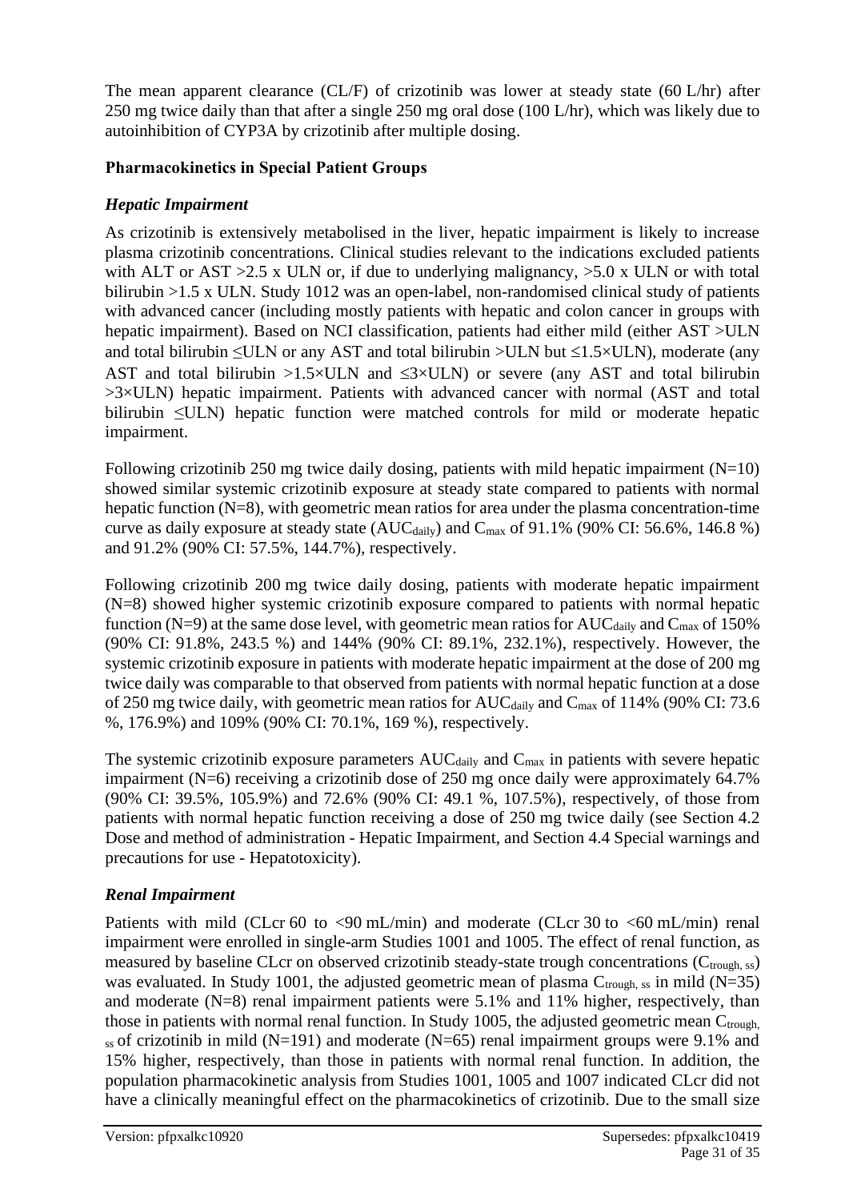The mean apparent clearance (CL/F) of crizotinib was lower at steady state (60 L/hr) after 250 mg twice daily than that after a single 250 mg oral dose (100 L/hr), which was likely due to autoinhibition of CYP3A by crizotinib after multiple dosing.

**Pharmacokinetics in Special Patient Groups**

***Hepatic Impairment***

As crizotinib is extensively metabolised in the liver, hepatic impairment is likely to increase plasma crizotinib concentrations. Clinical studies relevant to the indications excluded patients with ALT or AST >2.5 x ULN or, if due to underlying malignancy, >5.0 x ULN or with total bilirubin >1.5 x ULN. Study 1012 was an open-label, non-randomised clinical study of patients with advanced cancer (including mostly patients with hepatic and colon cancer in groups with hepatic impairment). Based on NCI classification, patients had either mild (either AST >ULN and total bilirubin ≤ULN or any AST and total bilirubin >ULN but ≤1.5×ULN), moderate (any AST and total bilirubin >1.5×ULN and ≤3×ULN) or severe (any AST and total bilirubin >3×ULN) hepatic impairment. Patients with advanced cancer with normal (AST and total bilirubin ≤ULN) hepatic function were matched controls for mild or moderate hepatic impairment.

Following crizotinib 250 mg twice daily dosing, patients with mild hepatic impairment (N=10) showed similar systemic crizotinib exposure at steady state compared to patients with normal hepatic function (N=8), with geometric mean ratios for area under the plasma concentration-time curve as daily exposure at steady state ($AUC_{daily}$) and $C_{max}$ of 91.1% (90% CI: 56.6%, 146.8 %) and 91.2% (90% CI: 57.5%, 144.7%), respectively.

Following crizotinib 200 mg twice daily dosing, patients with moderate hepatic impairment (N=8) showed higher systemic crizotinib exposure compared to patients with normal hepatic function (N=9) at the same dose level, with geometric mean ratios for $AUC_{daily}$ and $C_{max}$ of 150% (90% CI: 91.8%, 243.5 %) and 144% (90% CI: 89.1%, 232.1%), respectively. However, the systemic crizotinib exposure in patients with moderate hepatic impairment at the dose of 200 mg twice daily was comparable to that observed from patients with normal hepatic function at a dose of 250 mg twice daily, with geometric mean ratios for $AUC_{daily}$ and $C_{max}$ of 114% (90% CI: 73.6 %, 176.9%) and 109% (90% CI: 70.1%, 169 %), respectively.

The systemic crizotinib exposure parameters $AUC_{daily}$ and $C_{max}$ in patients with severe hepatic impairment (N=6) receiving a crizotinib dose of 250 mg once daily were approximately 64.7% (90% CI: 39.5%, 105.9%) and 72.6% (90% CI: 49.1 %, 107.5%), respectively, of those from patients with normal hepatic function receiving a dose of 250 mg twice daily (see Section 4.2 Dose and method of administration - Hepatic Impairment, and Section 4.4 Special warnings and precautions for use - Hepatotoxicity).

***Renal Impairment***

Patients with mild (CLcr 60 to <90 mL/min) and moderate (CLcr 30 to <60 mL/min) renal impairment were enrolled in single-arm Studies 1001 and 1005. The effect of renal function, as measured by baseline CLcr on observed crizotinib steady-state trough concentrations ($C_{trough,\ ss}$) was evaluated. In Study 1001, the adjusted geometric mean of plasma $C_{trough,\ ss}$ in mild (N=35) and moderate (N=8) renal impairment patients were 5.1% and 11% higher, respectively, than those in patients with normal renal function. In Study 1005, the adjusted geometric mean $C_{trough,\ ss}$ of crizotinib in mild (N=191) and moderate (N=65) renal impairment groups were 9.1% and 15% higher, respectively, than those in patients with normal renal function. In addition, the population pharmacokinetic analysis from Studies 1001, 1005 and 1007 indicated CLcr did not have a clinically meaningful effect on the pharmacokinetics of crizotinib. Due to the small size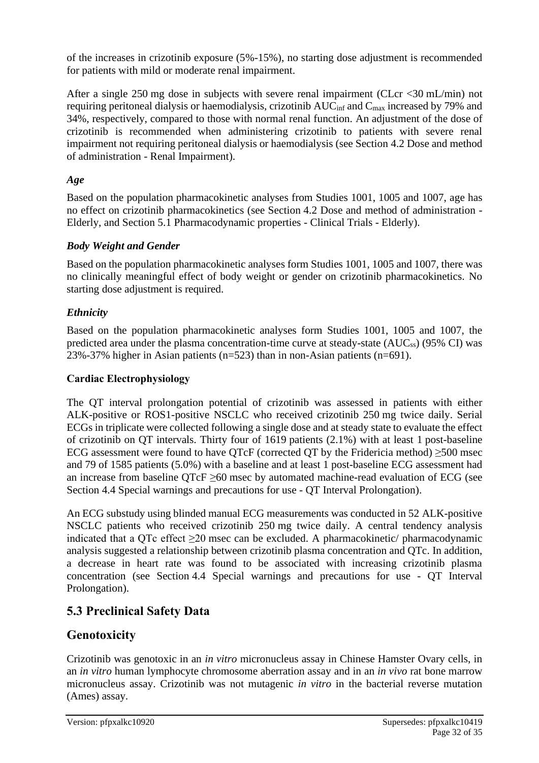of the increases in crizotinib exposure (5%-15%), no starting dose adjustment is recommended for patients with mild or moderate renal impairment.

After a single 250 mg dose in subjects with severe renal impairment (CLcr <30 mL/min) not requiring peritoneal dialysis or haemodialysis, crizotinib $AUC_{inf}$ and $C_{max}$ increased by 79% and 34%, respectively, compared to those with normal renal function. An adjustment of the dose of crizotinib is recommended when administering crizotinib to patients with severe renal impairment not requiring peritoneal dialysis or haemodialysis (see Section 4.2 Dose and method of administration - Renal Impairment).

### *Age*

Based on the population pharmacokinetic analyses from Studies 1001, 1005 and 1007, age has no effect on crizotinib pharmacokinetics (see Section 4.2 Dose and method of administration - Elderly, and Section 5.1 Pharmacodynamic properties - Clinical Trials - Elderly).

### *Body Weight and Gender*

Based on the population pharmacokinetic analyses form Studies 1001, 1005 and 1007, there was no clinically meaningful effect of body weight or gender on crizotinib pharmacokinetics. No starting dose adjustment is required.

### *Ethnicity*

Based on the population pharmacokinetic analyses form Studies 1001, 1005 and 1007, the predicted area under the plasma concentration-time curve at steady-state ($AUC_{ss}$) (95% CI) was 23%-37% higher in Asian patients (n=523) than in non-Asian patients (n=691).

### Cardiac Electrophysiology

The QT interval prolongation potential of crizotinib was assessed in patients with either ALK-positive or ROS1-positive NSCLC who received crizotinib 250 mg twice daily. Serial ECGs in triplicate were collected following a single dose and at steady state to evaluate the effect of crizotinib on QT intervals. Thirty four of 1619 patients (2.1%) with at least 1 post-baseline ECG assessment were found to have QTcF (corrected QT by the Fridericia method) ≥500 msec and 79 of 1585 patients (5.0%) with a baseline and at least 1 post-baseline ECG assessment had an increase from baseline QTcF ≥60 msec by automated machine-read evaluation of ECG (see Section 4.4 Special warnings and precautions for use - QT Interval Prolongation).

An ECG substudy using blinded manual ECG measurements was conducted in 52 ALK-positive NSCLC patients who received crizotinib 250 mg twice daily. A central tendency analysis indicated that a QTc effect ≥20 msec can be excluded. A pharmacokinetic/ pharmacodynamic analysis suggested a relationship between crizotinib plasma concentration and QTc. In addition, a decrease in heart rate was found to be associated with increasing crizotinib plasma concentration (see Section 4.4 Special warnings and precautions for use - QT Interval Prolongation).

## 5.3 Preclinical Safety Data

## Genotoxicity

Crizotinib was genotoxic in an *in vitro* micronucleus assay in Chinese Hamster Ovary cells, in an *in vitro* human lymphocyte chromosome aberration assay and in an *in vivo* rat bone marrow micronucleus assay. Crizotinib was not mutagenic *in vitro* in the bacterial reverse mutation (Ames) assay.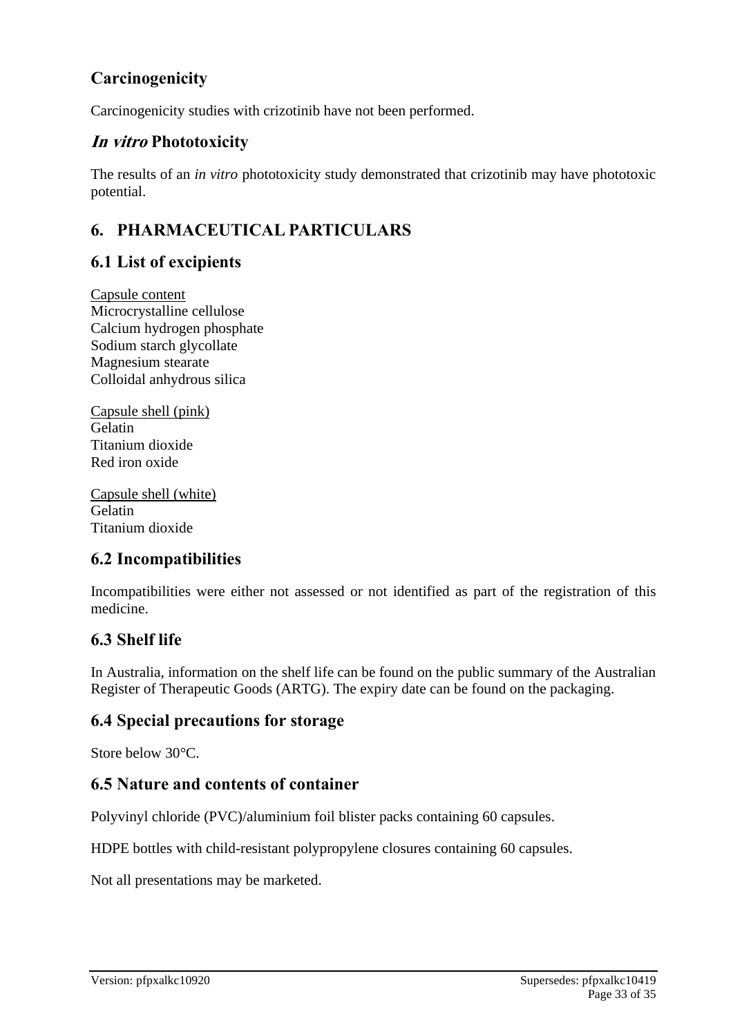## Carcinogenicity

Carcinogenicity studies with crizotinib have not been performed.

## *In vitro* Phototoxicity

The results of an *in vitro* phototoxicity study demonstrated that crizotinib may have phototoxic potential.

# 6. PHARMACEUTICAL PARTICULARS

## 6.1 List of excipients

Capsule content
Microcrystalline cellulose
Calcium hydrogen phosphate
Sodium starch glycollate
Magnesium stearate
Colloidal anhydrous silica

Capsule shell (pink)
Gelatin
Titanium dioxide
Red iron oxide

Capsule shell (white)
Gelatin
Titanium dioxide

## 6.2 Incompatibilities

Incompatibilities were either not assessed or not identified as part of the registration of this medicine.

## 6.3 Shelf life

In Australia, information on the shelf life can be found on the public summary of the Australian Register of Therapeutic Goods (ARTG). The expiry date can be found on the packaging.

## 6.4 Special precautions for storage

Store below 30°C.

## 6.5 Nature and contents of container

Polyvinyl chloride (PVC)/aluminium foil blister packs containing 60 capsules.

HDPE bottles with child-resistant polypropylene closures containing 60 capsules.

Not all presentations may be marketed.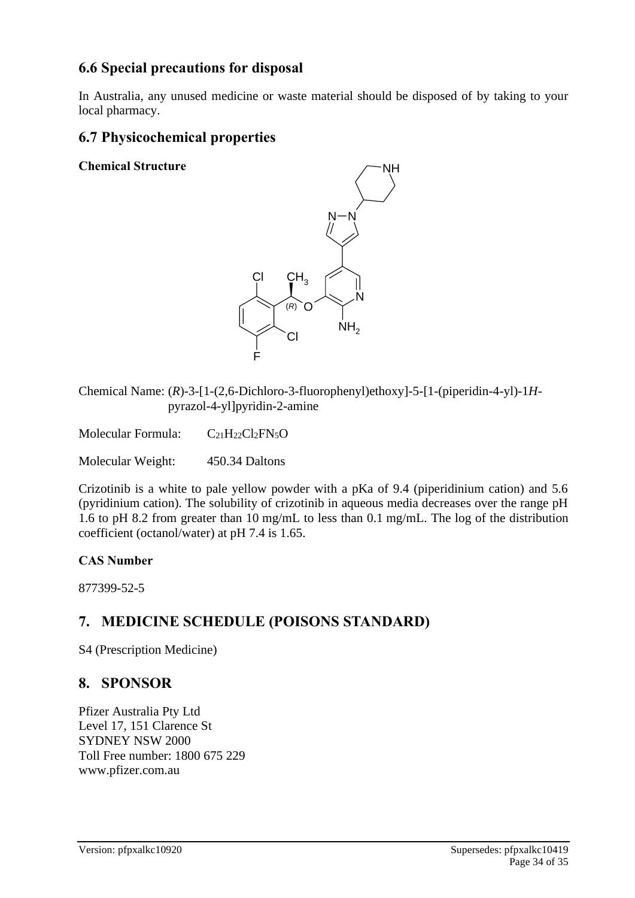## 6.6 Special precautions for disposal

In Australia, any unused medicine or waste material should be disposed of by taking to your local pharmacy.

## 6.7 Physicochemical properties

**Chemical Structure**

Chemical Name: (*R*)-3-[1-(2,6-Dichloro-3-fluorophenyl)ethoxy]-5-[1-(piperidin-4-yl)-1*H*-pyrazol-4-yl]pyridin-2-amine

Molecular Formula: $C_{21}H_{22}Cl_2FN_5O$

Molecular Weight: 450.34 Daltons

Crizotinib is a white to pale yellow powder with a pKa of 9.4 (piperidinium cation) and 5.6 (pyridinium cation). The solubility of crizotinib in aqueous media decreases over the range pH 1.6 to pH 8.2 from greater than 10 mg/mL to less than 0.1 mg/mL. The log of the distribution coefficient (octanol/water) at pH 7.4 is 1.65.

**CAS Number**

877399-52-5

## 7. MEDICINE SCHEDULE (POISONS STANDARD)

S4 (Prescription Medicine)

## 8. SPONSOR

Pfizer Australia Pty Ltd
Level 17, 151 Clarence St
SYDNEY NSW 2000
Toll Free number: 1800 675 229
www.pfizer.com.au

Version: pfpxalkc10920 Supersedes: pfpxalkc10419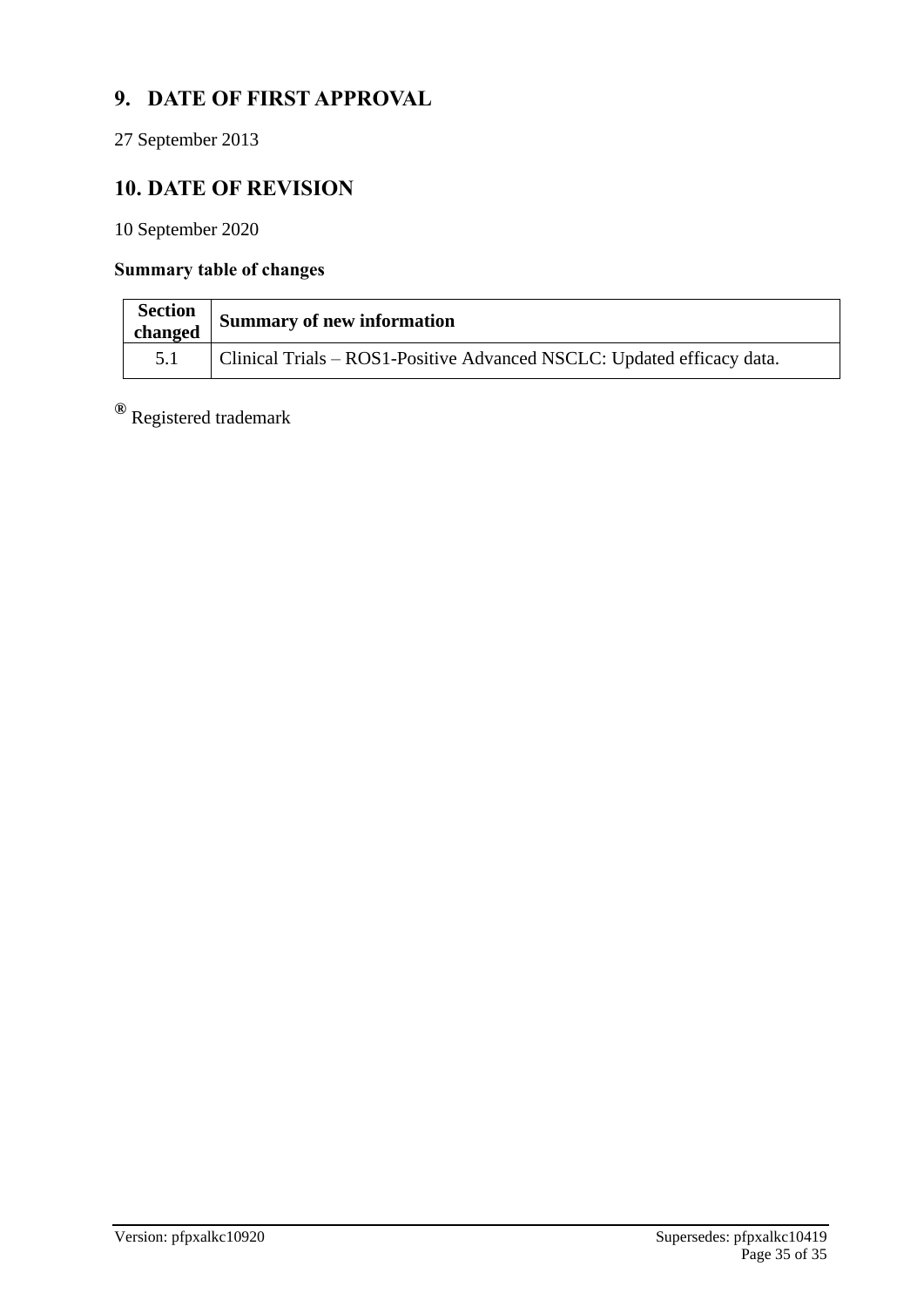## 9. DATE OF FIRST APPROVAL

27 September 2013

## 10. DATE OF REVISION

10 September 2020

### Summary table of changes

| Section changed | Summary of new information |
|---|---|
| 5.1 | Clinical Trials – ROS1-Positive Advanced NSCLC: Updated efficacy data. |

® Registered trademark

Version: pfpxalkc10920 Supersedes: pfpxalkc10419